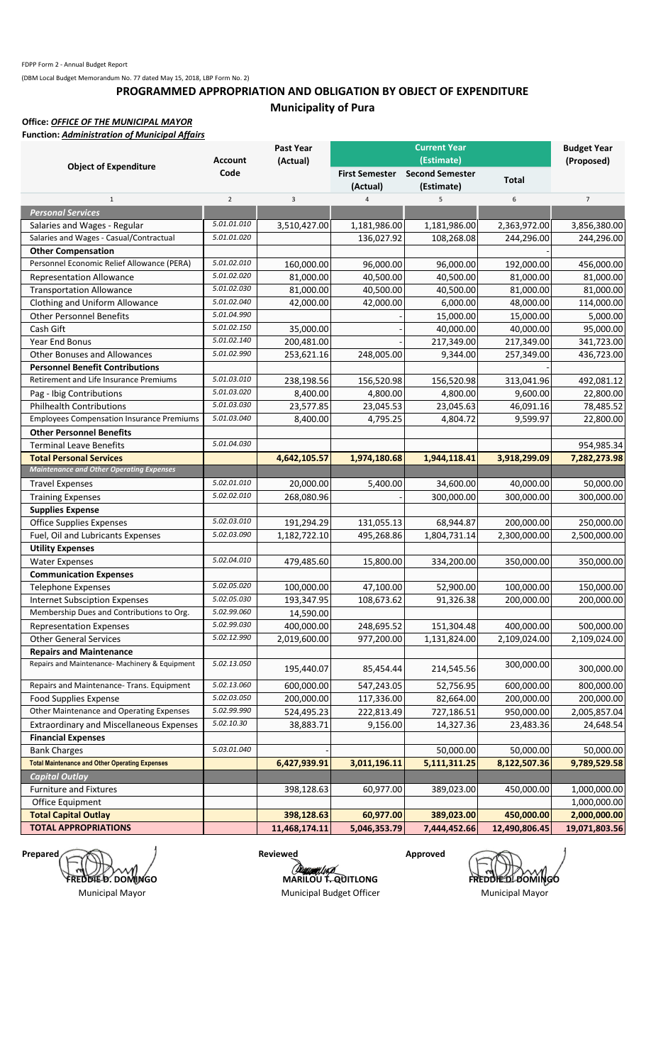FDPP Form 2 - Annual Budget Report

(DBM Local Budget Memorandum No. 77 dated May 15, 2018, LBP Form No. 2)

## PROGRAMMED APPROPRIATION AND OBLIGATION BY OBJECT OF EXPENDITURE

### Municipality of Pura

**Office:** ***OFFICE OF THE MUNICIPAL MAYOR***

**Function:** ***Administration of Municipal Affairs***

| Object of Expenditure | Account Code | Past Year (Actual) | Current Year (Estimate) | | | Budget Year (Proposed) |
|---|---|---|---|---|---|---|
| | | | First Semester (Actual) | Second Semester (Estimate) | Total | |
| 1 | 2 | 3 | 4 | 5 | 6 | 7 |
| ***Personal Services*** | | | | | | |
| Salaries and Wages - Regular | 5.01.01.010 | 3,510,427.00 | 1,181,986.00 | 1,181,986.00 | 2,363,972.00 | 3,856,380.00 |
| Salaries and Wages - Casual/Contractual | 5.01.01.020 | | 136,027.92 | 108,268.08 | 244,296.00 | 244,296.00 |
| **Other Compensation** | | | | | - | |
| Personnel Economic Relief Allowance (PERA) | 5.01.02.010 | 160,000.00 | 96,000.00 | 96,000.00 | 192,000.00 | 456,000.00 |
| Representation Allowance | 5.01.02.020 | 81,000.00 | 40,500.00 | 40,500.00 | 81,000.00 | 81,000.00 |
| Transportation Allowance | 5.01.02.030 | 81,000.00 | 40,500.00 | 40,500.00 | 81,000.00 | 81,000.00 |
| Clothing and Uniform Allowance | 5.01.02.040 | 42,000.00 | 42,000.00 | 6,000.00 | 48,000.00 | 114,000.00 |
| Other Personnel Benefits | 5.01.04.990 | | - | 15,000.00 | 15,000.00 | 5,000.00 |
| Cash Gift | 5.01.02.150 | 35,000.00 | - | 40,000.00 | 40,000.00 | 95,000.00 |
| Year End Bonus | 5.01.02.140 | 200,481.00 | - | 217,349.00 | 217,349.00 | 341,723.00 |
| Other Bonuses and Allowances | 5.01.02.990 | 253,621.16 | 248,005.00 | 9,344.00 | 257,349.00 | 436,723.00 |
| **Personnel Benefit Contributions** | | | | | - | |
| Retirement and Life Insurance Premiums | 5.01.03.010 | 238,198.56 | 156,520.98 | 156,520.98 | 313,041.96 | 492,081.12 |
| Pag - Ibig Contributions | 5.01.03.020 | 8,400.00 | 4,800.00 | 4,800.00 | 9,600.00 | 22,800.00 |
| Philhealth Contributions | 5.01.03.030 | 23,577.85 | 23,045.53 | 23,045.63 | 46,091.16 | 78,485.52 |
| Employees Compensation Insurance Premiums | 5.01.03.040 | 8,400.00 | 4,795.25 | 4,804.72 | 9,599.97 | 22,800.00 |
| **Other Personnel Benefits** | | | | | | |
| Terminal Leave Benefits | 5.01.04.030 | | | | | 954,985.34 |
| **Total Personal Services** | | **4,642,105.57** | **1,974,180.68** | **1,944,118.41** | **3,918,299.09** | **7,282,273.98** |
| ***Maintenance and Other Operating Expenses*** | | | | | | |
| Travel Expenses | 5.02.01.010 | 20,000.00 | 5,400.00 | 34,600.00 | 40,000.00 | 50,000.00 |
| Training Expenses | 5.02.02.010 | 268,080.96 | - | 300,000.00 | 300,000.00 | 300,000.00 |
| **Supplies Expense** | | | | | | |
| Office Supplies Expenses | 5.02.03.010 | 191,294.29 | 131,055.13 | 68,944.87 | 200,000.00 | 250,000.00 |
| Fuel, Oil and Lubricants Expenses | 5.02.03.090 | 1,182,722.10 | 495,268.86 | 1,804,731.14 | 2,300,000.00 | 2,500,000.00 |
| **Utility Expenses** | | | | | | |
| Water Expenses | 5.02.04.010 | 479,485.60 | 15,800.00 | 334,200.00 | 350,000.00 | 350,000.00 |
| **Communication Expenses** | | | | | | |
| Telephone Expenses | 5.02.05.020 | 100,000.00 | 47,100.00 | 52,900.00 | 100,000.00 | 150,000.00 |
| Internet Subsciption Expenses | 5.02.05.030 | 193,347.95 | 108,673.62 | 91,326.38 | 200,000.00 | 200,000.00 |
| Membership Dues and Contributions to Org. | 5.02.99.060 | 14,590.00 | | | | |
| Representation Expenses | 5.02.99.030 | 400,000.00 | 248,695.52 | 151,304.48 | 400,000.00 | 500,000.00 |
| Other General Services | 5.02.12.990 | 2,019,600.00 | 977,200.00 | 1,131,824.00 | 2,109,024.00 | 2,109,024.00 |
| **Repairs and Maintenance** | | | | | | |
| Repairs and Maintenance- Machinery & Equipment | 5.02.13.050 | 195,440.07 | 85,454.44 | 214,545.56 | 300,000.00 | 300,000.00 |
| Repairs and Maintenance- Trans. Equipment | 5.02.13.060 | 600,000.00 | 547,243.05 | 52,756.95 | 600,000.00 | 800,000.00 |
| Food Supplies Expense | 5.02.03.050 | 200,000.00 | 117,336.00 | 82,664.00 | 200,000.00 | 200,000.00 |
| Other Maintenance and Operating Expenses | 5.02.99.990 | 524,495.23 | 222,813.49 | 727,186.51 | 950,000.00 | 2,005,857.04 |
| Extraordinary and Miscellaneous Expenses | 5.02.10.30 | 38,883.71 | 9,156.00 | 14,327.36 | 23,483.36 | 24,648.54 |
| **Financial Expenses** | | | | | | |
| Bank Charges | 5.03.01.040 | - | | 50,000.00 | 50,000.00 | 50,000.00 |
| **Total Maintenance and Other Operating Expenses** | | **6,427,939.91** | **3,011,196.11** | **5,111,311.25** | **8,122,507.36** | **9,789,529.58** |
| ***Capital Outlay*** | | | | | | |
| Furniture and Fixtures | | 398,128.63 | 60,977.00 | 389,023.00 | 450,000.00 | 1,000,000.00 |
| Office Equipment | | | | | | 1,000,000.00 |
| **Total Capital Outlay** | | **398,128.63** | **60,977.00** | **389,023.00** | **450,000.00** | **2,000,000.00** |
| **TOTAL APPROPRIATIONS** | | **11,468,174.11** | **5,046,353.79** | **7,444,452.66** | **12,490,806.45** | **19,071,803.56** |

| Prepared | Reviewed | Approved |
|---|---|---|
| **FREDDIE D. DOMINGO** | **MARILOU T. QUITLONG** | **FREDDIE D. DOMINGO** |
| Municipal Mayor | Municipal Budget Officer | Municipal Mayor |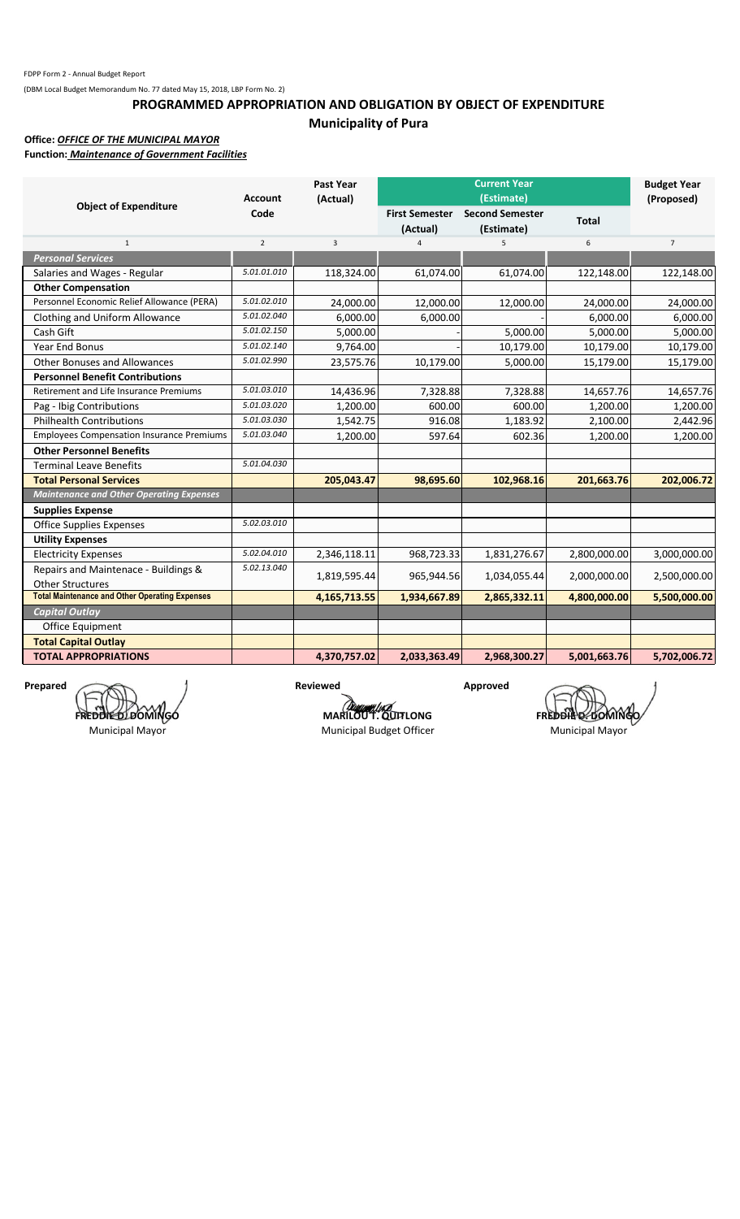FDPP Form 2 - Annual Budget Report

(DBM Local Budget Memorandum No. 77 dated May 15, 2018, LBP Form No. 2)

## PROGRAMMED APPROPRIATION AND OBLIGATION BY OBJECT OF EXPENDITURE

### Municipality of Pura

**Office:** ***OFFICE OF THE MUNICIPAL MAYOR***

**Function:** ***Maintenance of Government Facilities***

| Object of Expenditure | Account Code | Past Year (Actual) | Current Year (Estimate) | | | Budget Year (Proposed) |
|---|---|---|---|---|---|---|
| | | | First Semester (Actual) | Second Semester (Estimate) | Total | |
| 1 | 2 | 3 | 4 | 5 | 6 | 7 |
| ***Personal Services*** | | | | | | |
| Salaries and Wages - Regular | 5.01.01.010 | 118,324.00 | 61,074.00 | 61,074.00 | 122,148.00 | 122,148.00 |
| **Other Compensation** | | | | | | |
| Personnel Economic Relief Allowance (PERA) | 5.01.02.010 | 24,000.00 | 12,000.00 | 12,000.00 | 24,000.00 | 24,000.00 |
| Clothing and Uniform Allowance | 5.01.02.040 | 6,000.00 | 6,000.00 | - | 6,000.00 | 6,000.00 |
| Cash Gift | 5.01.02.150 | 5,000.00 | - | 5,000.00 | 5,000.00 | 5,000.00 |
| Year End Bonus | 5.01.02.140 | 9,764.00 | - | 10,179.00 | 10,179.00 | 10,179.00 |
| Other Bonuses and Allowances | 5.01.02.990 | 23,575.76 | 10,179.00 | 5,000.00 | 15,179.00 | 15,179.00 |
| **Personnel Benefit Contributions** | | | | | | |
| Retirement and Life Insurance Premiums | 5.01.03.010 | 14,436.96 | 7,328.88 | 7,328.88 | 14,657.76 | 14,657.76 |
| Pag - Ibig Contributions | 5.01.03.020 | 1,200.00 | 600.00 | 600.00 | 1,200.00 | 1,200.00 |
| Philhealth Contributions | 5.01.03.030 | 1,542.75 | 916.08 | 1,183.92 | 2,100.00 | 2,442.96 |
| Employees Compensation Insurance Premiums | 5.01.03.040 | 1,200.00 | 597.64 | 602.36 | 1,200.00 | 1,200.00 |
| **Other Personnel Benefits** | | | | | | |
| Terminal Leave Benefits | 5.01.04.030 | | | | | |
| **Total Personal Services** | | **205,043.47** | **98,695.60** | **102,968.16** | **201,663.76** | **202,006.72** |
| ***Maintenance and Other Operating Expenses*** | | | | | | |
| **Supplies Expense** | | | | | | |
| Office Supplies Expenses | 5.02.03.010 | | | | | |
| **Utility Expenses** | | | | | | |
| Electricity Expenses | 5.02.04.010 | 2,346,118.11 | 968,723.33 | 1,831,276.67 | 2,800,000.00 | 3,000,000.00 |
| Repairs and Maintenace - Buildings & Other Structures | 5.02.13.040 | 1,819,595.44 | 965,944.56 | 1,034,055.44 | 2,000,000.00 | 2,500,000.00 |
| **Total Maintenance and Other Operating Expenses** | | **4,165,713.55** | **1,934,667.89** | **2,865,332.11** | **4,800,000.00** | **5,500,000.00** |
| ***Capital Outlay*** | | | | | | |
| Office Equipment | | | | | | |
| **Total Capital Outlay** | | | | | | |
| **TOTAL APPROPRIATIONS** | | **4,370,757.02** | **2,033,363.49** | **2,968,300.27** | **5,001,663.76** | **5,702,006.72** |

| Prepared | Reviewed | Approved |
|---|---|---|
| **FREDDIE D. DOMINGO** | **MARILOU T. QUITLONG** | **FREDDIE D. DOMINGO** |
| Municipal Mayor | Municipal Budget Officer | Municipal Mayor |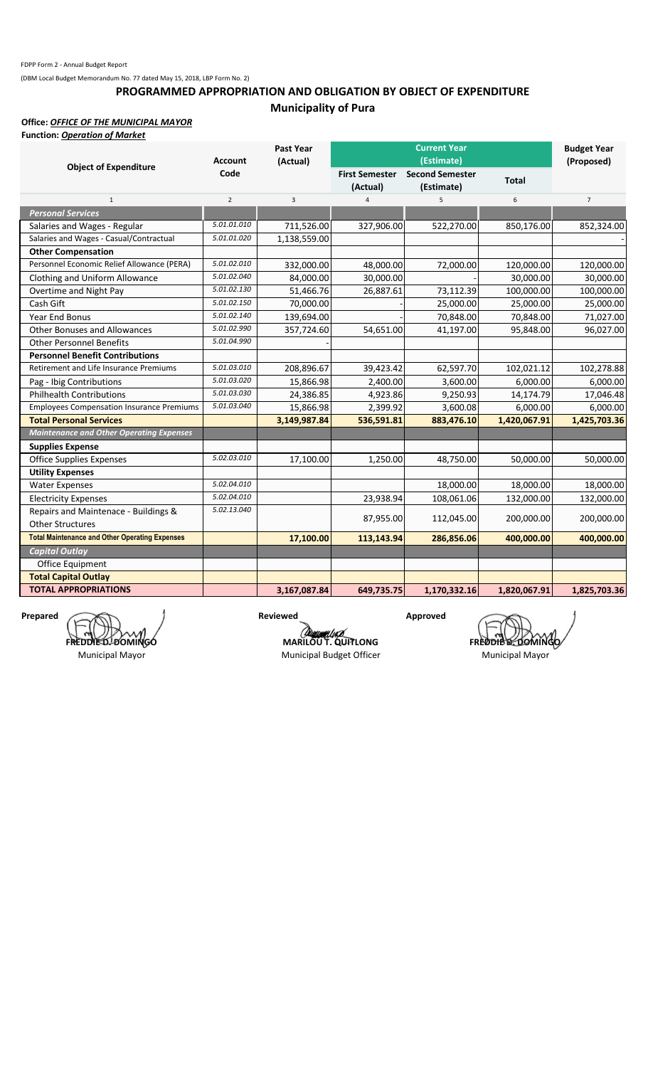FDPP Form 2 - Annual Budget Report

(DBM Local Budget Memorandum No. 77 dated May 15, 2018, LBP Form No. 2)

# PROGRAMMED APPROPRIATION AND OBLIGATION BY OBJECT OF EXPENDITURE

## Municipality of Pura

**Office:** ***OFFICE OF THE MUNICIPAL MAYOR***

**Function:** ***Operation of Market***

| Object of Expenditure | Account Code | Past Year (Actual) | Current Year (Estimate) | | | Budget Year (Proposed) |
|---|---|---|---|---|---|---|
| | | | First Semester (Actual) | Second Semester (Estimate) | Total | |
| 1 | 2 | 3 | 4 | 5 | 6 | 7 |
| ***Personal Services*** | | | | | | |
| Salaries and Wages - Regular | 5.01.01.010 | 711,526.00 | 327,906.00 | 522,270.00 | 850,176.00 | 852,324.00 |
| Salaries and Wages - Casual/Contractual | 5.01.01.020 | 1,138,559.00 | | | | - |
| **Other Compensation** | | | | | | |
| Personnel Economic Relief Allowance (PERA) | 5.01.02.010 | 332,000.00 | 48,000.00 | 72,000.00 | 120,000.00 | 120,000.00 |
| Clothing and Uniform Allowance | 5.01.02.040 | 84,000.00 | 30,000.00 | - | 30,000.00 | 30,000.00 |
| Overtime and Night Pay | 5.01.02.130 | 51,466.76 | 26,887.61 | 73,112.39 | 100,000.00 | 100,000.00 |
| Cash Gift | 5.01.02.150 | 70,000.00 | - | 25,000.00 | 25,000.00 | 25,000.00 |
| Year End Bonus | 5.01.02.140 | 139,694.00 | - | 70,848.00 | 70,848.00 | 71,027.00 |
| Other Bonuses and Allowances | 5.01.02.990 | 357,724.60 | 54,651.00 | 41,197.00 | 95,848.00 | 96,027.00 |
| Other Personnel Benefits | 5.01.04.990 | - | | | | |
| **Personnel Benefit Contributions** | | | | | | |
| Retirement and Life Insurance Premiums | 5.01.03.010 | 208,896.67 | 39,423.42 | 62,597.70 | 102,021.12 | 102,278.88 |
| Pag - Ibig Contributions | 5.01.03.020 | 15,866.98 | 2,400.00 | 3,600.00 | 6,000.00 | 6,000.00 |
| Philhealth Contributions | 5.01.03.030 | 24,386.85 | 4,923.86 | 9,250.93 | 14,174.79 | 17,046.48 |
| Employees Compensation Insurance Premiums | 5.01.03.040 | 15,866.98 | 2,399.92 | 3,600.08 | 6,000.00 | 6,000.00 |
| **Total Personal Services** | | **3,149,987.84** | **536,591.81** | **883,476.10** | **1,420,067.91** | **1,425,703.36** |
| ***Maintenance and Other Operating Expenses*** | | | | | | |
| **Supplies Expense** | | | | | | |
| Office Supplies Expenses | 5.02.03.010 | 17,100.00 | 1,250.00 | 48,750.00 | 50,000.00 | 50,000.00 |
| **Utility Expenses** | | | | | | |
| Water Expenses | 5.02.04.010 | | | 18,000.00 | 18,000.00 | 18,000.00 |
| Electricity Expenses | 5.02.04.010 | | 23,938.94 | 108,061.06 | 132,000.00 | 132,000.00 |
| Repairs and Maintenace - Buildings & Other Structures | 5.02.13.040 | | 87,955.00 | 112,045.00 | 200,000.00 | 200,000.00 |
| **Total Maintenance and Other Operating Expenses** | | **17,100.00** | **113,143.94** | **286,856.06** | **400,000.00** | **400,000.00** |
| ***Capital Outlay*** | | | | | | |
| Office Equipment | | | | | | |
| **Total Capital Outlay** | | | | | | |
| **TOTAL APPROPRIATIONS** | | **3,167,087.84** | **649,735.75** | **1,170,332.16** | **1,820,067.91** | **1,825,703.36** |

| Prepared | Reviewed | Approved |
|---|---|---|
| **FREDDIE D. DOMINGO** | **MARILOU T. QUITLONG** | **FREDDIE D. DOMINGO** |
| Municipal Mayor | Municipal Budget Officer | Municipal Mayor |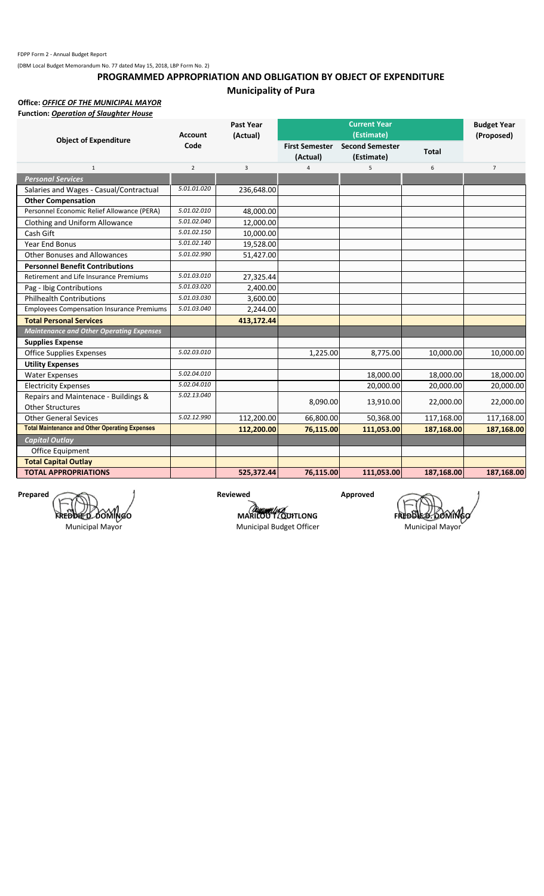FDPP Form 2 - Annual Budget Report

(DBM Local Budget Memorandum No. 77 dated May 15, 2018, LBP Form No. 2)

# PROGRAMMED APPROPRIATION AND OBLIGATION BY OBJECT OF EXPENDITURE

## Municipality of Pura

**Office:** ***OFFICE OF THE MUNICIPAL MAYOR***

**Function:** ***Operation of Slaughter House***

| Object of Expenditure | Account Code | Past Year (Actual) | Current Year (Estimate) | | | Budget Year (Proposed) |
|---|---|---|---|---|---|---|
| | | | First Semester (Actual) | Second Semester (Estimate) | Total | |
| 1 | 2 | 3 | 4 | 5 | 6 | 7 |
| ***Personal Services*** | | | | | | |
| Salaries and Wages - Casual/Contractual | 5.01.01.020 | 236,648.00 | | | | |
| **Other Compensation** | | | | | | |
| Personnel Economic Relief Allowance (PERA) | 5.01.02.010 | 48,000.00 | | | | |
| Clothing and Uniform Allowance | 5.01.02.040 | 12,000.00 | | | | |
| Cash Gift | 5.01.02.150 | 10,000.00 | | | | |
| Year End Bonus | 5.01.02.140 | 19,528.00 | | | | |
| Other Bonuses and Allowances | 5.01.02.990 | 51,427.00 | | | | |
| **Personnel Benefit Contributions** | | | | | | |
| Retirement and Life Insurance Premiums | 5.01.03.010 | 27,325.44 | | | | |
| Pag - Ibig Contributions | 5.01.03.020 | 2,400.00 | | | | |
| Philhealth Contributions | 5.01.03.030 | 3,600.00 | | | | |
| Employees Compensation Insurance Premiums | 5.01.03.040 | 2,244.00 | | | | |
| **Total Personal Services** | | **413,172.44** | | | | |
| ***Maintenance and Other Operating Expenses*** | | | | | | |
| **Supplies Expense** | | | | | | |
| Office Supplies Expenses | 5.02.03.010 | | 1,225.00 | 8,775.00 | 10,000.00 | 10,000.00 |
| **Utility Expenses** | | | | | | |
| Water Expenses | 5.02.04.010 | | | 18,000.00 | 18,000.00 | 18,000.00 |
| Electricity Expenses | 5.02.04.010 | | | 20,000.00 | 20,000.00 | 20,000.00 |
| Repairs and Maintenace - Buildings & Other Structures | 5.02.13.040 | | 8,090.00 | 13,910.00 | 22,000.00 | 22,000.00 |
| Other General Sevices | 5.02.12.990 | 112,200.00 | 66,800.00 | 50,368.00 | 117,168.00 | 117,168.00 |
| **Total Maintenance and Other Operating Expenses** | | **112,200.00** | **76,115.00** | **111,053.00** | **187,168.00** | **187,168.00** |
| ***Capital Outlay*** | | | | | | |
| Office Equipment | | | | | | |
| **Total Capital Outlay** | | | | | | |
| **TOTAL APPROPRIATIONS** | | **525,372.44** | **76,115.00** | **111,053.00** | **187,168.00** | **187,168.00** |

| Prepared | Reviewed | Approved |
|---|---|---|
| **FREDDIE D. DOMINGO** | **MARILOU T. QUITLONG** | **FREDDIE D. DOMINGO** |
| Municipal Mayor | Municipal Budget Officer | Municipal Mayor |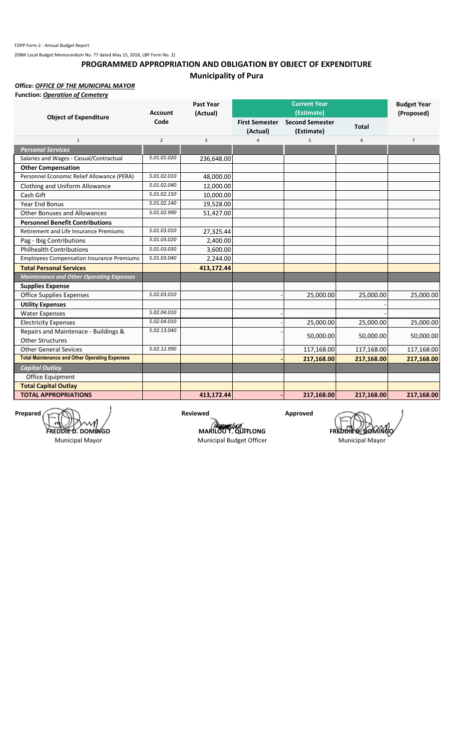FDPP Form 2 - Annual Budget Report

(DBM Local Budget Memorandum No. 77 dated May 15, 2018, LBP Form No. 2)

# PROGRAMMED APPROPRIATION AND OBLIGATION BY OBJECT OF EXPENDITURE

## Municipality of Pura

**Office:** ***OFFICE OF THE MUNICIPAL MAYOR***

**Function:** ***Operation of Cemetery***

| Object of Expenditure | Account Code | Past Year (Actual) | Current Year (Estimate) | | | Budget Year (Proposed) |
|---|---|---|---|---|---|---|
| | | | First Semester (Actual) | Second Semester (Estimate) | Total | |
| 1 | 2 | 3 | 4 | 5 | 6 | 7 |
| ***Personal Services*** | | | | | | |
| Salaries and Wages - Casual/Contractual | 5.01.01.020 | 236,648.00 | | | | |
| **Other Compensation** | | | | | | |
| Personnel Economic Relief Allowance (PERA) | 5.01.02.010 | 48,000.00 | | | | |
| Clothing and Uniform Allowance | 5.01.02.040 | 12,000.00 | | | | |
| Cash Gift | 5.01.02.150 | 10,000.00 | | | | |
| Year End Bonus | 5.01.02.140 | 19,528.00 | | | | |
| Other Bonuses and Allowances | 5.01.02.990 | 51,427.00 | | | | |
| **Personnel Benefit Contributions** | | | | | | |
| Retirement and Life Insurance Premiums | 5.01.03.010 | 27,325.44 | | | | |
| Pag - Ibig Contributions | 5.01.03.020 | 2,400.00 | | | | |
| Philhealth Contributions | 5.01.03.030 | 3,600.00 | | | | |
| Employees Compensation Insurance Premiums | 5.01.03.040 | 2,244.00 | | | | |
| **Total Personal Services** | | **413,172.44** | | | | |
| ***Maintenance and Other Operating Expenses*** | | | | | | |
| **Supplies Expense** | | | | | | |
| Office Supplies Expenses | 5.02.03.010 | | - | 25,000.00 | 25,000.00 | 25,000.00 |
| **Utility Expenses** | | | | | | |
| Water Expenses | 5.02.04.010 | | - | | - | |
| Electricity Expenses | 5.02.04.010 | | - | 25,000.00 | 25,000.00 | 25,000.00 |
| Repairs and Maintenace - Buildings & Other Structures | 5.02.13.040 | | - | 50,000.00 | 50,000.00 | 50,000.00 |
| Other General Sevices | 5.02.12.990 | | - | 117,168.00 | 117,168.00 | 117,168.00 |
| **Total Maintenance and Other Operating Expenses** | | | **-** | **217,168.00** | **217,168.00** | **217,168.00** |
| ***Capital Outlay*** | | | | | | |
| Office Equipment | | | | | | |
| **Total Capital Outlay** | | | | | | |
| **TOTAL APPROPRIATIONS** | | **413,172.44** | **-** | **217,168.00** | **217,168.00** | **217,168.00** |

| Prepared | Reviewed | Approved |
|---|---|---|
| **FREDDIE D. DOMINGO** | **MARILOU T. QUITLONG** | **FREDDIE D. DOMINGO** |
| Municipal Mayor | Municipal Budget Officer | Municipal Mayor |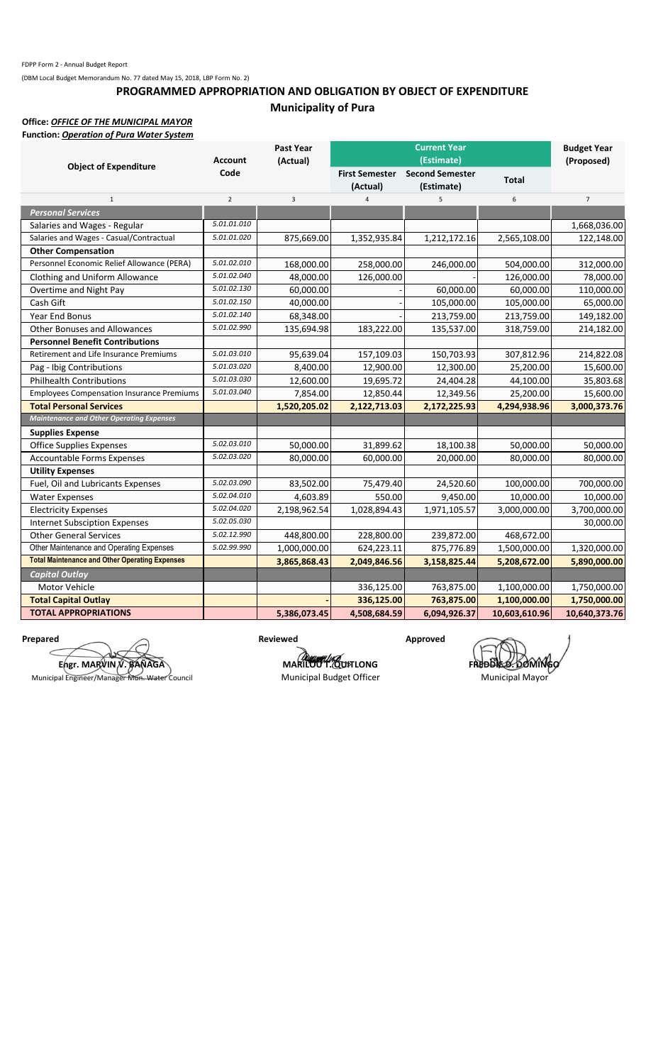FDPP Form 2 - Annual Budget Report

(DBM Local Budget Memorandum No. 77 dated May 15, 2018, LBP Form No. 2)

# PROGRAMMED APPROPRIATION AND OBLIGATION BY OBJECT OF EXPENDITURE

## Municipality of Pura

**Office:** ***OFFICE OF THE MUNICIPAL MAYOR***

**Function:** ***Operation of Pura Water System***

| Object of Expenditure | Account Code | Past Year (Actual) | Current Year (Estimate) | | | Budget Year (Proposed) |
|---|---|---|---|---|---|---|
| | | | First Semester (Actual) | Second Semester (Estimate) | Total | |
| 1 | 2 | 3 | 4 | 5 | 6 | 7 |
| ***Personal Services*** | | | | | | |
| Salaries and Wages - Regular | 5.01.01.010 | | | | | 1,668,036.00 |
| Salaries and Wages - Casual/Contractual | 5.01.01.020 | 875,669.00 | 1,352,935.84 | 1,212,172.16 | 2,565,108.00 | 122,148.00 |
| **Other Compensation** | | | | | | |
| Personnel Economic Relief Allowance (PERA) | 5.01.02.010 | 168,000.00 | 258,000.00 | 246,000.00 | 504,000.00 | 312,000.00 |
| Clothing and Uniform Allowance | 5.01.02.040 | 48,000.00 | 126,000.00 | - | 126,000.00 | 78,000.00 |
| Overtime and Night Pay | 5.01.02.130 | 60,000.00 | - | 60,000.00 | 60,000.00 | 110,000.00 |
| Cash Gift | 5.01.02.150 | 40,000.00 | - | 105,000.00 | 105,000.00 | 65,000.00 |
| Year End Bonus | 5.01.02.140 | 68,348.00 | - | 213,759.00 | 213,759.00 | 149,182.00 |
| Other Bonuses and Allowances | 5.01.02.990 | 135,694.98 | 183,222.00 | 135,537.00 | 318,759.00 | 214,182.00 |
| **Personnel Benefit Contributions** | | | | | | |
| Retirement and Life Insurance Premiums | 5.01.03.010 | 95,639.04 | 157,109.03 | 150,703.93 | 307,812.96 | 214,822.08 |
| Pag - Ibig Contributions | 5.01.03.020 | 8,400.00 | 12,900.00 | 12,300.00 | 25,200.00 | 15,600.00 |
| Philhealth Contributions | 5.01.03.030 | 12,600.00 | 19,695.72 | 24,404.28 | 44,100.00 | 35,803.68 |
| Employees Compensation Insurance Premiums | 5.01.03.040 | 7,854.00 | 12,850.44 | 12,349.56 | 25,200.00 | 15,600.00 |
| **Total Personal Services** | | **1,520,205.02** | **2,122,713.03** | **2,172,225.93** | **4,294,938.96** | **3,000,373.76** |
| ***Maintenance and Other Operating Expenses*** | | | | | | |
| **Supplies Expense** | | | | | | |
| Office Supplies Expenses | 5.02.03.010 | 50,000.00 | 31,899.62 | 18,100.38 | 50,000.00 | 50,000.00 |
| Accountable Forms Expenses | 5.02.03.020 | 80,000.00 | 60,000.00 | 20,000.00 | 80,000.00 | 80,000.00 |
| **Utility Expenses** | | | | | | |
| Fuel, Oil and Lubricants Expenses | 5.02.03.090 | 83,502.00 | 75,479.40 | 24,520.60 | 100,000.00 | 700,000.00 |
| Water Expenses | 5.02.04.010 | 4,603.89 | 550.00 | 9,450.00 | 10,000.00 | 10,000.00 |
| Electricity Expenses | 5.02.04.020 | 2,198,962.54 | 1,028,894.43 | 1,971,105.57 | 3,000,000.00 | 3,700,000.00 |
| Internet Subsciption Expenses | 5.02.05.030 | | | | | 30,000.00 |
| Other General Services | 5.02.12.990 | 448,800.00 | 228,800.00 | 239,872.00 | 468,672.00 | |
| Other Maintenance and Operating Expenses | 5.02.99.990 | 1,000,000.00 | 624,223.11 | 875,776.89 | 1,500,000.00 | 1,320,000.00 |
| **Total Maintenance and Other Operating Expenses** | | **3,865,868.43** | **2,049,846.56** | **3,158,825.44** | **5,208,672.00** | **5,890,000.00** |
| ***Capital Outlay*** | | | | | | |
| Motor Vehicle | | | 336,125.00 | 763,875.00 | 1,100,000.00 | 1,750,000.00 |
| **Total Capital Outlay** | | **-** | **336,125.00** | **763,875.00** | **1,100,000.00** | **1,750,000.00** |
| **TOTAL APPROPRIATIONS** | | **5,386,073.45** | **4,508,684.59** | **6,094,926.37** | **10,603,610.96** | **10,640,373.76** |

| Prepared | Reviewed | Approved |
|---|---|---|
| **Engr. MARVIN V. BAÑAGA** | **MARILOU T. QUITLONG** | **FREDDIE D. DOMINGO** |
| Municipal Engineer/Manager Mun. Water Council | Municipal Budget Officer | Municipal Mayor |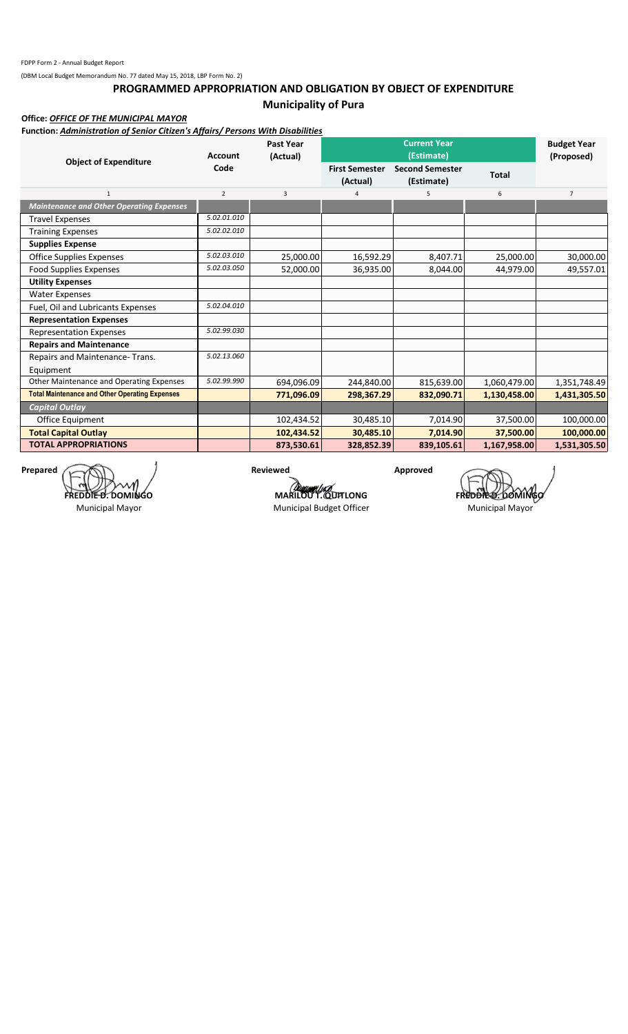FDPP Form 2 - Annual Budget Report

(DBM Local Budget Memorandum No. 77 dated May 15, 2018, LBP Form No. 2)

## PROGRAMMED APPROPRIATION AND OBLIGATION BY OBJECT OF EXPENDITURE

## Municipality of Pura

**Office:** ***OFFICE OF THE MUNICIPAL MAYOR***

**Function:** ***Administration of Senior Citizen's Affairs/ Persons With Disabilities***

| Object of Expenditure | Account Code | Past Year (Actual) | Current Year (Estimate) | | | Budget Year (Proposed) |
|---|---|---|---|---|---|---|
| | | | First Semester (Actual) | Second Semester (Estimate) | Total | |
| 1 | 2 | 3 | 4 | 5 | 6 | 7 |
| ***Maintenance and Other Operating Expenses*** | | | | | | |
| Travel Expenses | 5.02.01.010 | | | | | |
| Training Expenses | 5.02.02.010 | | | | | |
| **Supplies Expense** | | | | | | |
| Office Supplies Expenses | 5.02.03.010 | 25,000.00 | 16,592.29 | 8,407.71 | 25,000.00 | 30,000.00 |
| Food Supplies Expenses | 5.02.03.050 | 52,000.00 | 36,935.00 | 8,044.00 | 44,979.00 | 49,557.01 |
| **Utility Expenses** | | | | | | |
| Water Expenses | | | | | | |
| Fuel, Oil and Lubricants Expenses | 5.02.04.010 | | | | | |
| **Representation Expenses** | | | | | | |
| Representation Expenses | 5.02.99.030 | | | | | |
| **Repairs and Maintenance** | | | | | | |
| Repairs and Maintenance- Trans. Equipment | 5.02.13.060 | | | | | |
| Other Maintenance and Operating Expenses | 5.02.99.990 | 694,096.09 | 244,840.00 | 815,639.00 | 1,060,479.00 | 1,351,748.49 |
| **Total Maintenance and Other Operating Expenses** | | **771,096.09** | **298,367.29** | **832,090.71** | **1,130,458.00** | **1,431,305.50** |
| ***Capital Outlay*** | | | | | | |
| Office Equipment | | 102,434.52 | 30,485.10 | 7,014.90 | 37,500.00 | 100,000.00 |
| **Total Capital Outlay** | | **102,434.52** | **30,485.10** | **7,014.90** | **37,500.00** | **100,000.00** |
| **TOTAL APPROPRIATIONS** | | **873,530.61** | **328,852.39** | **839,105.61** | **1,167,958.00** | **1,531,305.50** |

| Prepared | Reviewed | Approved |
|---|---|---|
| **FREDDIE D. DOMINGO** | **MARILOU T. QUITLONG** | **FREDDIE D. DOMINGO** |
| Municipal Mayor | Municipal Budget Officer | Municipal Mayor |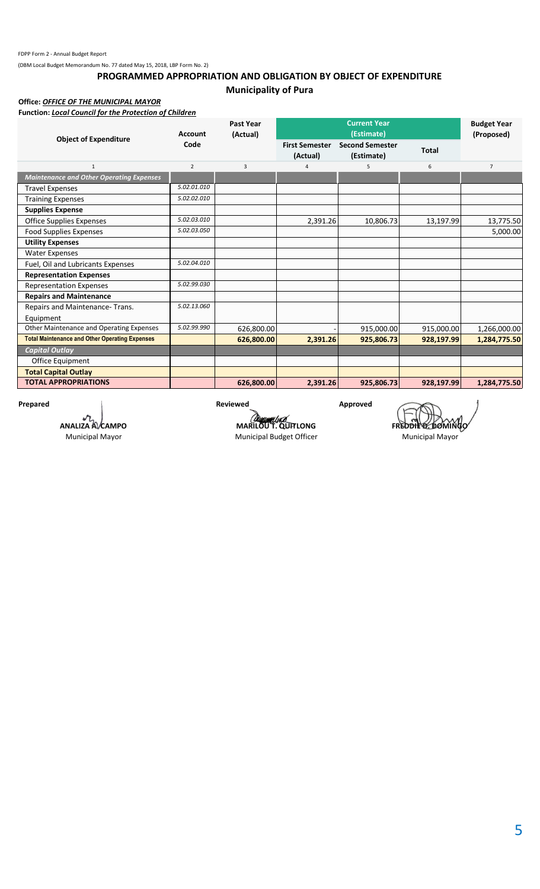FDPP Form 2 - Annual Budget Report

(DBM Local Budget Memorandum No. 77 dated May 15, 2018, LBP Form No. 2)

## PROGRAMMED APPROPRIATION AND OBLIGATION BY OBJECT OF EXPENDITURE

### Municipality of Pura

**Office:** ***OFFICE OF THE MUNICIPAL MAYOR***

**Function:** ***Local Council for the Protection of Children***

| Object of Expenditure | Account Code | Past Year (Actual) | Current Year (Estimate) | | | Budget Year (Proposed) |
|---|---|---|---|---|---|---|
| | | | First Semester (Actual) | Second Semester (Estimate) | Total | |
| 1 | 2 | 3 | 4 | 5 | 6 | 7 |
| ***Maintenance and Other Operating Expenses*** | | | | | | |
| Travel Expenses | 5.02.01.010 | | | | | |
| Training Expenses | 5.02.02.010 | | | | | |
| **Supplies Expense** | | | | | | |
| Office Supplies Expenses | 5.02.03.010 | | 2,391.26 | 10,806.73 | 13,197.99 | 13,775.50 |
| Food Supplies Expenses | 5.02.03.050 | | | | | 5,000.00 |
| **Utility Expenses** | | | | | | |
| Water Expenses | | | | | | |
| Fuel, Oil and Lubricants Expenses | 5.02.04.010 | | | | | |
| **Representation Expenses** | | | | | | |
| Representation Expenses | 5.02.99.030 | | | | | |
| **Repairs and Maintenance** | | | | | | |
| Repairs and Maintenance- Trans. Equipment | 5.02.13.060 | | | | | |
| Other Maintenance and Operating Expenses | 5.02.99.990 | 626,800.00 | - | 915,000.00 | 915,000.00 | 1,266,000.00 |
| **Total Maintenance and Other Operating Expenses** | | **626,800.00** | **2,391.26** | **925,806.73** | **928,197.99** | **1,284,775.50** |
| ***Capital Outlay*** | | | | | | |
| Office Equipment | | | | | | |
| **Total Capital Outlay** | | | | | | |
| **TOTAL APPROPRIATIONS** | | **626,800.00** | **2,391.26** | **925,806.73** | **928,197.99** | **1,284,775.50** |

| Prepared | Reviewed | Approved |
|---|---|---|
| **ANALIZA A. CAMPO** | **MARILOU T. QUITLONG** | **FREDDIE D. DOMINGO** |
| Municipal Mayor | Municipal Budget Officer | Municipal Mayor |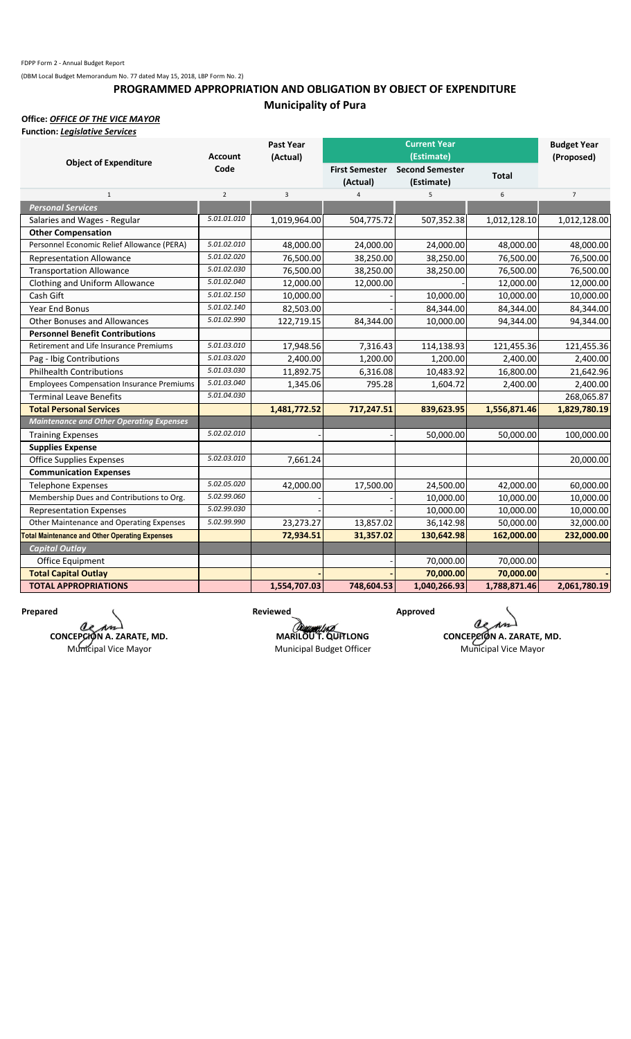FDPP Form 2 - Annual Budget Report

(DBM Local Budget Memorandum No. 77 dated May 15, 2018, LBP Form No. 2)

## PROGRAMMED APPROPRIATION AND OBLIGATION BY OBJECT OF EXPENDITURE

### Municipality of Pura

**Office:** ***OFFICE OF THE VICE MAYOR***

**Function:** ***Legislative Services***

| Object of Expenditure | Account Code | Past Year (Actual) | Current Year (Estimate) | | | Budget Year (Proposed) |
|---|---|---|---|---|---|---|
| | | | First Semester (Actual) | Second Semester (Estimate) | Total | |
| 1 | 2 | 3 | 4 | 5 | 6 | 7 |
| ***Personal Services*** | | | | | | |
| Salaries and Wages - Regular | 5.01.01.010 | 1,019,964.00 | 504,775.72 | 507,352.38 | 1,012,128.10 | 1,012,128.00 |
| **Other Compensation** | | | | | | |
| Personnel Economic Relief Allowance (PERA) | 5.01.02.010 | 48,000.00 | 24,000.00 | 24,000.00 | 48,000.00 | 48,000.00 |
| Representation Allowance | 5.01.02.020 | 76,500.00 | 38,250.00 | 38,250.00 | 76,500.00 | 76,500.00 |
| Transportation Allowance | 5.01.02.030 | 76,500.00 | 38,250.00 | 38,250.00 | 76,500.00 | 76,500.00 |
| Clothing and Uniform Allowance | 5.01.02.040 | 12,000.00 | 12,000.00 | - | 12,000.00 | 12,000.00 |
| Cash Gift | 5.01.02.150 | 10,000.00 | - | 10,000.00 | 10,000.00 | 10,000.00 |
| Year End Bonus | 5.01.02.140 | 82,503.00 | - | 84,344.00 | 84,344.00 | 84,344.00 |
| Other Bonuses and Allowances | 5.01.02.990 | 122,719.15 | 84,344.00 | 10,000.00 | 94,344.00 | 94,344.00 |
| **Personnel Benefit Contributions** | | | | | | |
| Retirement and Life Insurance Premiums | 5.01.03.010 | 17,948.56 | 7,316.43 | 114,138.93 | 121,455.36 | 121,455.36 |
| Pag - Ibig Contributions | 5.01.03.020 | 2,400.00 | 1,200.00 | 1,200.00 | 2,400.00 | 2,400.00 |
| Philhealth Contributions | 5.01.03.030 | 11,892.75 | 6,316.08 | 10,483.92 | 16,800.00 | 21,642.96 |
| Employees Compensation Insurance Premiums | 5.01.03.040 | 1,345.06 | 795.28 | 1,604.72 | 2,400.00 | 2,400.00 |
| Terminal Leave Benefits | 5.01.04.030 | | | | | 268,065.87 |
| **Total Personal Services** | | **1,481,772.52** | **717,247.51** | **839,623.95** | **1,556,871.46** | **1,829,780.19** |
| ***Maintenance and Other Operating Expenses*** | | | | | | |
| Training Expenses | 5.02.02.010 | - | - | 50,000.00 | 50,000.00 | 100,000.00 |
| **Supplies Expense** | | | | | | |
| Office Supplies Expenses | 5.02.03.010 | 7,661.24 | | | | 20,000.00 |
| **Communication Expenses** | | | | | | |
| Telephone Expenses | 5.02.05.020 | 42,000.00 | 17,500.00 | 24,500.00 | 42,000.00 | 60,000.00 |
| Membership Dues and Contributions to Org. | 5.02.99.060 | - | - | 10,000.00 | 10,000.00 | 10,000.00 |
| Representation Expenses | 5.02.99.030 | - | - | 10,000.00 | 10,000.00 | 10,000.00 |
| Other Maintenance and Operating Expenses | 5.02.99.990 | 23,273.27 | 13,857.02 | 36,142.98 | 50,000.00 | 32,000.00 |
| **Total Maintenance and Other Operating Expenses** | | **72,934.51** | **31,357.02** | **130,642.98** | **162,000.00** | **232,000.00** |
| ***Capital Outlay*** | | | | | | |
| Office Equipment | | | - | 70,000.00 | 70,000.00 | |
| **Total Capital Outlay** | | **-** | **-** | **70,000.00** | **70,000.00** | **-** |
| **TOTAL APPROPRIATIONS** | | **1,554,707.03** | **748,604.53** | **1,040,266.93** | **1,788,871.46** | **2,061,780.19** |

| Prepared | Reviewed | Approved |
|---|---|---|
| **CONCEPCION A. ZARATE, MD.** | **MARILOU T. QUITLONG** | **CONCEPCION A. ZARATE, MD.** |
| Municipal Vice Mayor | Municipal Budget Officer | Municipal Vice Mayor |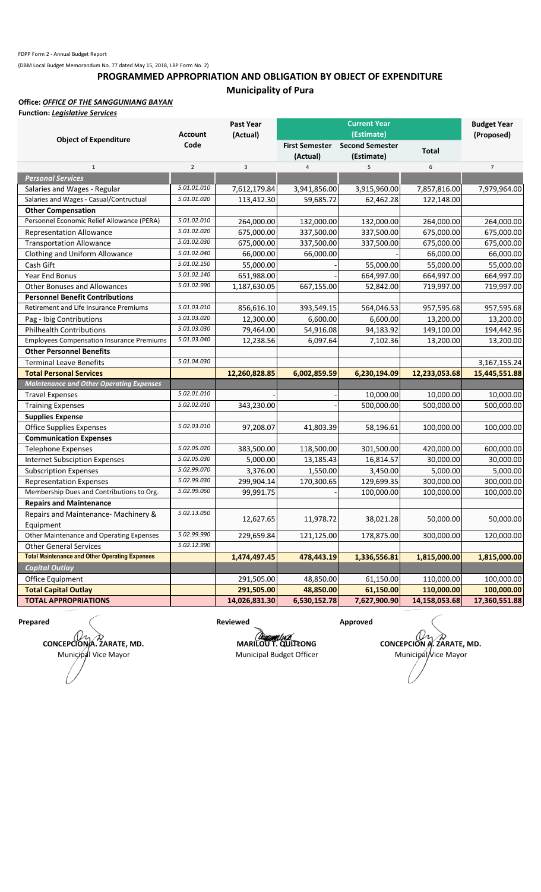FDPP Form 2 - Annual Budget Report

(DBM Local Budget Memorandum No. 77 dated May 15, 2018, LBP Form No. 2)

# PROGRAMMED APPROPRIATION AND OBLIGATION BY OBJECT OF EXPENDITURE

## Municipality of Pura

**Office:** ***OFFICE OF THE SANGGUNIANG BAYAN***

**Function:** ***Legislative Services***

| Object of Expenditure | Account Code | Past Year (Actual) | Current Year (Estimate) | | | Budget Year (Proposed) |
|---|---|---|---|---|---|---|
| | | | First Semester (Actual) | Second Semester (Estimate) | Total | |
| 1 | 2 | 3 | 4 | 5 | 6 | 7 |
| ***Personal Services*** | | | | | | |
| Salaries and Wages - Regular | 5.01.01.010 | 7,612,179.84 | 3,941,856.00 | 3,915,960.00 | 7,857,816.00 | 7,979,964.00 |
| Salaries and Wages - Casual/Contructual | 5.01.01.020 | 113,412.30 | 59,685.72 | 62,462.28 | 122,148.00 | |
| **Other Compensation** | | | | | | |
| Personnel Economic Relief Allowance (PERA) | 5.01.02.010 | 264,000.00 | 132,000.00 | 132,000.00 | 264,000.00 | 264,000.00 |
| Representation Allowance | 5.01.02.020 | 675,000.00 | 337,500.00 | 337,500.00 | 675,000.00 | 675,000.00 |
| Transportation Allowance | 5.01.02.030 | 675,000.00 | 337,500.00 | 337,500.00 | 675,000.00 | 675,000.00 |
| Clothing and Uniform Allowance | 5.01.02.040 | 66,000.00 | 66,000.00 | - | 66,000.00 | 66,000.00 |
| Cash Gift | 5.01.02.150 | 55,000.00 | - | 55,000.00 | 55,000.00 | 55,000.00 |
| Year End Bonus | 5.01.02.140 | 651,988.00 | - | 664,997.00 | 664,997.00 | 664,997.00 |
| Other Bonuses and Allowances | 5.01.02.990 | 1,187,630.05 | 667,155.00 | 52,842.00 | 719,997.00 | 719,997.00 |
| **Personnel Benefit Contributions** | | | | | | |
| Retirement and Life Insurance Premiums | 5.01.03.010 | 856,616.10 | 393,549.15 | 564,046.53 | 957,595.68 | 957,595.68 |
| Pag - Ibig Contributions | 5.01.03.020 | 12,300.00 | 6,600.00 | 6,600.00 | 13,200.00 | 13,200.00 |
| Philhealth Contributions | 5.01.03.030 | 79,464.00 | 54,916.08 | 94,183.92 | 149,100.00 | 194,442.96 |
| Employees Compensation Insurance Premiums | 5.01.03.040 | 12,238.56 | 6,097.64 | 7,102.36 | 13,200.00 | 13,200.00 |
| **Other Personnel Benefits** | | | | | | |
| Terminal Leave Benefits | 5.01.04.030 | | | | | 3,167,155.24 |
| **Total Personal Services** | | **12,260,828.85** | **6,002,859.59** | **6,230,194.09** | **12,233,053.68** | **15,445,551.88** |
| ***Maintenance and Other Operating Expenses*** | | | | | | |
| Travel Expenses | 5.02.01.010 | - | - | 10,000.00 | 10,000.00 | 10,000.00 |
| Training Expenses | 5.02.02.010 | 343,230.00 | - | 500,000.00 | 500,000.00 | 500,000.00 |
| **Supplies Expense** | | | | | | |
| Office Supplies Expenses | 5.02.03.010 | 97,208.07 | 41,803.39 | 58,196.61 | 100,000.00 | 100,000.00 |
| **Communication Expenses** | | | | | | |
| Telephone Expenses | 5.02.05.020 | 383,500.00 | 118,500.00 | 301,500.00 | 420,000.00 | 600,000.00 |
| Internet Subsciption Expenses | 5.02.05.030 | 5,000.00 | 13,185.43 | 16,814.57 | 30,000.00 | 30,000.00 |
| Subscription Expenses | 5.02.99.070 | 3,376.00 | 1,550.00 | 3,450.00 | 5,000.00 | 5,000.00 |
| Representation Expenses | 5.02.99.030 | 299,904.14 | 170,300.65 | 129,699.35 | 300,000.00 | 300,000.00 |
| Membership Dues and Contributions to Org. | 5.02.99.060 | 99,991.75 | - | 100,000.00 | 100,000.00 | 100,000.00 |
| **Repairs and Maintenance** | | | | | | |
| Repairs and Maintenance- Machinery & Equipment | 5.02.13.050 | 12,627.65 | 11,978.72 | 38,021.28 | 50,000.00 | 50,000.00 |
| Other Maintenance and Operating Expenses | 5.02.99.990 | 229,659.84 | 121,125.00 | 178,875.00 | 300,000.00 | 120,000.00 |
| Other General Services | 5.02.12.990 | | | | | |
| **Total Maintenance and Other Operating Expenses** | | **1,474,497.45** | **478,443.19** | **1,336,556.81** | **1,815,000.00** | **1,815,000.00** |
| ***Capital Outlay*** | | | | | | |
| Office Equipment | | 291,505.00 | 48,850.00 | 61,150.00 | 110,000.00 | 100,000.00 |
| **Total Capital Outlay** | | **291,505.00** | **48,850.00** | **61,150.00** | **110,000.00** | **100,000.00** |
| **TOTAL APPROPRIATIONS** | | **14,026,831.30** | **6,530,152.78** | **7,627,900.90** | **14,158,053.68** | **17,360,551.88** |

| Prepared | Reviewed | Approved |
|---|---|---|
| **CONCEPCION A. ZARATE, MD.** | **MARILOU T. QUITEONG** | **CONCEPCION A. ZARATE, MD.** |
| Municipal Vice Mayor | Municipal Budget Officer | Municipal Vice Mayor |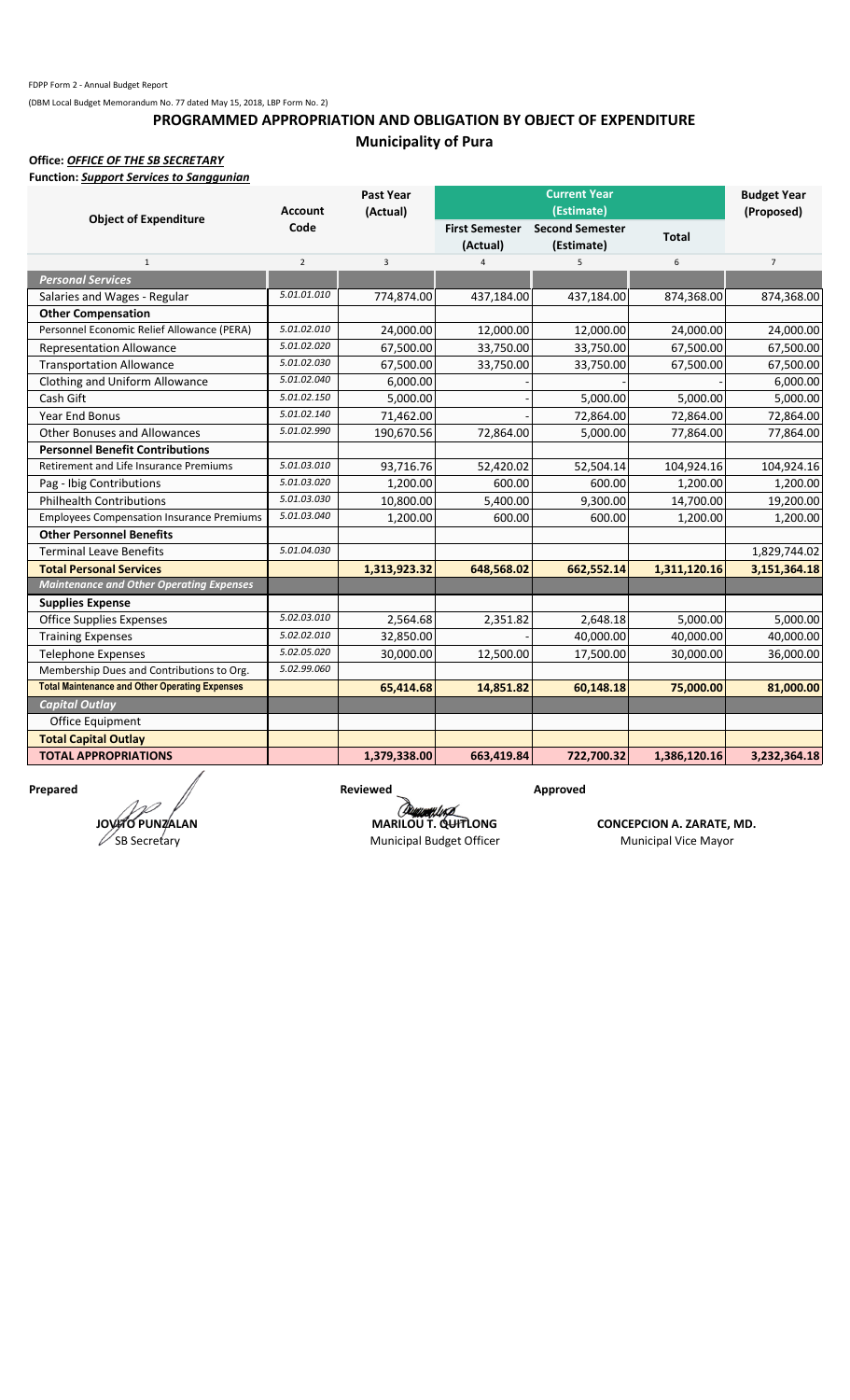FDPP Form 2 - Annual Budget Report

(DBM Local Budget Memorandum No. 77 dated May 15, 2018, LBP Form No. 2)

## PROGRAMMED APPROPRIATION AND OBLIGATION BY OBJECT OF EXPENDITURE

## Municipality of Pura

**Office:** ***OFFICE OF THE SB SECRETARY***

**Function:** ***Support Services to Sanggunian***

| Object of Expenditure | Account Code | Past Year (Actual) | Current Year (Estimate) | | | Budget Year (Proposed) |
|---|---|---|---|---|---|---|
| | | | First Semester (Actual) | Second Semester (Estimate) | Total | |
| 1 | 2 | 3 | 4 | 5 | 6 | 7 |
| ***Personal Services*** | | | | | | |
| Salaries and Wages - Regular | 5.01.01.010 | 774,874.00 | 437,184.00 | 437,184.00 | 874,368.00 | 874,368.00 |
| **Other Compensation** | | | | | | |
| Personnel Economic Relief Allowance (PERA) | 5.01.02.010 | 24,000.00 | 12,000.00 | 12,000.00 | 24,000.00 | 24,000.00 |
| Representation Allowance | 5.01.02.020 | 67,500.00 | 33,750.00 | 33,750.00 | 67,500.00 | 67,500.00 |
| Transportation Allowance | 5.01.02.030 | 67,500.00 | 33,750.00 | 33,750.00 | 67,500.00 | 67,500.00 |
| Clothing and Uniform Allowance | 5.01.02.040 | 6,000.00 | - | - | - | 6,000.00 |
| Cash Gift | 5.01.02.150 | 5,000.00 | - | 5,000.00 | 5,000.00 | 5,000.00 |
| Year End Bonus | 5.01.02.140 | 71,462.00 | - | 72,864.00 | 72,864.00 | 72,864.00 |
| Other Bonuses and Allowances | 5.01.02.990 | 190,670.56 | 72,864.00 | 5,000.00 | 77,864.00 | 77,864.00 |
| **Personnel Benefit Contributions** | | | | | | |
| Retirement and Life Insurance Premiums | 5.01.03.010 | 93,716.76 | 52,420.02 | 52,504.14 | 104,924.16 | 104,924.16 |
| Pag - Ibig Contributions | 5.01.03.020 | 1,200.00 | 600.00 | 600.00 | 1,200.00 | 1,200.00 |
| Philhealth Contributions | 5.01.03.030 | 10,800.00 | 5,400.00 | 9,300.00 | 14,700.00 | 19,200.00 |
| Employees Compensation Insurance Premiums | 5.01.03.040 | 1,200.00 | 600.00 | 600.00 | 1,200.00 | 1,200.00 |
| **Other Personnel Benefits** | | | | | | |
| Terminal Leave Benefits | 5.01.04.030 | | | | | 1,829,744.02 |
| **Total Personal Services** | | **1,313,923.32** | **648,568.02** | **662,552.14** | **1,311,120.16** | **3,151,364.18** |
| ***Maintenance and Other Operating Expenses*** | | | | | | |
| **Supplies Expense** | | | | | | |
| Office Supplies Expenses | 5.02.03.010 | 2,564.68 | 2,351.82 | 2,648.18 | 5,000.00 | 5,000.00 |
| Training Expenses | 5.02.02.010 | 32,850.00 | - | 40,000.00 | 40,000.00 | 40,000.00 |
| Telephone Expenses | 5.02.05.020 | 30,000.00 | 12,500.00 | 17,500.00 | 30,000.00 | 36,000.00 |
| Membership Dues and Contributions to Org. | 5.02.99.060 | | | | | |
| **Total Maintenance and Other Operating Expenses** | | **65,414.68** | **14,851.82** | **60,148.18** | **75,000.00** | **81,000.00** |
| ***Capital Outlay*** | | | | | | |
| Office Equipment | | | | | | |
| **Total Capital Outlay** | | | | | | |
| **TOTAL APPROPRIATIONS** | | **1,379,338.00** | **663,419.84** | **722,700.32** | **1,386,120.16** | **3,232,364.18** |

| Prepared | Reviewed | Approved |
|---|---|---|
| **JOVITO PUNZALAN** | **MARILOU T. QUITLONG** | **CONCEPCION A. ZARATE, MD.** |
| SB Secretary | Municipal Budget Officer | Municipal Vice Mayor |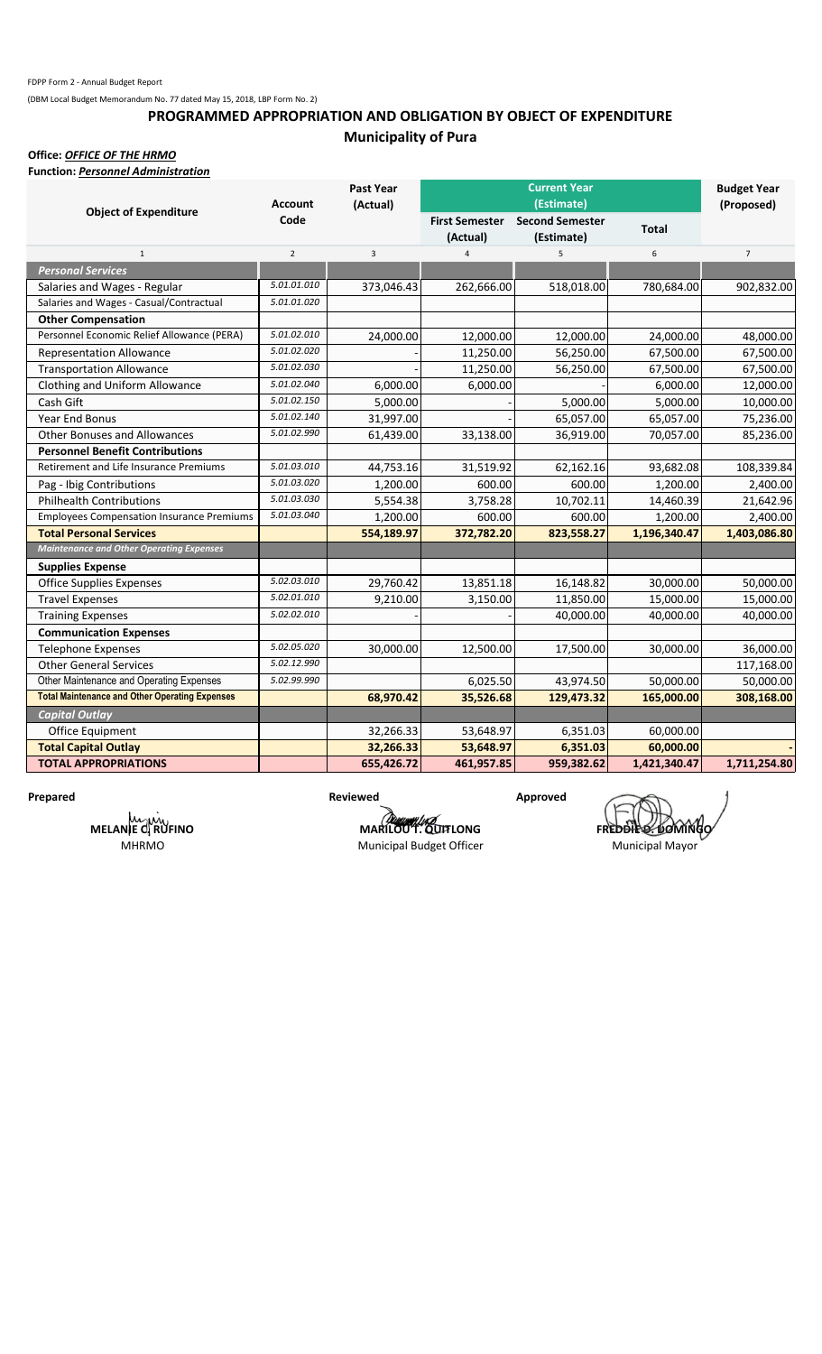FDPP Form 2 - Annual Budget Report

(DBM Local Budget Memorandum No. 77 dated May 15, 2018, LBP Form No. 2)

## PROGRAMMED APPROPRIATION AND OBLIGATION BY OBJECT OF EXPENDITURE

### Municipality of Pura

**Office:** ***OFFICE OF THE HRMO***

**Function:** ***Personnel Administration***

| Object of Expenditure | Account Code | Past Year (Actual) | Current Year (Estimate) | | | Budget Year (Proposed) |
|---|---|---|---|---|---|---|
| | | | First Semester (Actual) | Second Semester (Estimate) | Total | |
| 1 | 2 | 3 | 4 | 5 | 6 | 7 |
| ***Personal Services*** | | | | | | |
| Salaries and Wages - Regular | 5.01.01.010 | 373,046.43 | 262,666.00 | 518,018.00 | 780,684.00 | 902,832.00 |
| Salaries and Wages - Casual/Contractual | 5.01.01.020 | | | | | |
| **Other Compensation** | | | | | | |
| Personnel Economic Relief Allowance (PERA) | 5.01.02.010 | 24,000.00 | 12,000.00 | 12,000.00 | 24,000.00 | 48,000.00 |
| Representation Allowance | 5.01.02.020 | - | 11,250.00 | 56,250.00 | 67,500.00 | 67,500.00 |
| Transportation Allowance | 5.01.02.030 | - | 11,250.00 | 56,250.00 | 67,500.00 | 67,500.00 |
| Clothing and Uniform Allowance | 5.01.02.040 | 6,000.00 | 6,000.00 | - | 6,000.00 | 12,000.00 |
| Cash Gift | 5.01.02.150 | 5,000.00 | - | 5,000.00 | 5,000.00 | 10,000.00 |
| Year End Bonus | 5.01.02.140 | 31,997.00 | - | 65,057.00 | 65,057.00 | 75,236.00 |
| Other Bonuses and Allowances | 5.01.02.990 | 61,439.00 | 33,138.00 | 36,919.00 | 70,057.00 | 85,236.00 |
| **Personnel Benefit Contributions** | | | | | | |
| Retirement and Life Insurance Premiums | 5.01.03.010 | 44,753.16 | 31,519.92 | 62,162.16 | 93,682.08 | 108,339.84 |
| Pag - Ibig Contributions | 5.01.03.020 | 1,200.00 | 600.00 | 600.00 | 1,200.00 | 2,400.00 |
| Philhealth Contributions | 5.01.03.030 | 5,554.38 | 3,758.28 | 10,702.11 | 14,460.39 | 21,642.96 |
| Employees Compensation Insurance Premiums | 5.01.03.040 | 1,200.00 | 600.00 | 600.00 | 1,200.00 | 2,400.00 |
| **Total Personal Services** | | **554,189.97** | **372,782.20** | **823,558.27** | **1,196,340.47** | **1,403,086.80** |
| ***Maintenance and Other Operating Expenses*** | | | | | | |
| **Supplies Expense** | | | | | | |
| Office Supplies Expenses | 5.02.03.010 | 29,760.42 | 13,851.18 | 16,148.82 | 30,000.00 | 50,000.00 |
| Travel Expenses | 5.02.01.010 | 9,210.00 | 3,150.00 | 11,850.00 | 15,000.00 | 15,000.00 |
| Training Expenses | 5.02.02.010 | - | - | 40,000.00 | 40,000.00 | 40,000.00 |
| **Communication Expenses** | | | | | | |
| Telephone Expenses | 5.02.05.020 | 30,000.00 | 12,500.00 | 17,500.00 | 30,000.00 | 36,000.00 |
| Other General Services | 5.02.12.990 | | | | | 117,168.00 |
| Other Maintenance and Operating Expenses | 5.02.99.990 | | 6,025.50 | 43,974.50 | 50,000.00 | 50,000.00 |
| **Total Maintenance and Other Operating Expenses** | | **68,970.42** | **35,526.68** | **129,473.32** | **165,000.00** | **308,168.00** |
| ***Capital Outlay*** | | | | | | |
| Office Equipment | | 32,266.33 | 53,648.97 | 6,351.03 | 60,000.00 | |
| **Total Capital Outlay** | | **32,266.33** | **53,648.97** | **6,351.03** | **60,000.00** | **-** |
| **TOTAL APPROPRIATIONS** | | **655,426.72** | **461,957.85** | **959,382.62** | **1,421,340.47** | **1,711,254.80** |

| Prepared | Reviewed | Approved |
|---|---|---|
| **MELANIE C. RUFINO** | **MARILOU T. QUITLONG** | **FREDDIE D. DOMINGO** |
| MHRMO | Municipal Budget Officer | Municipal Mayor |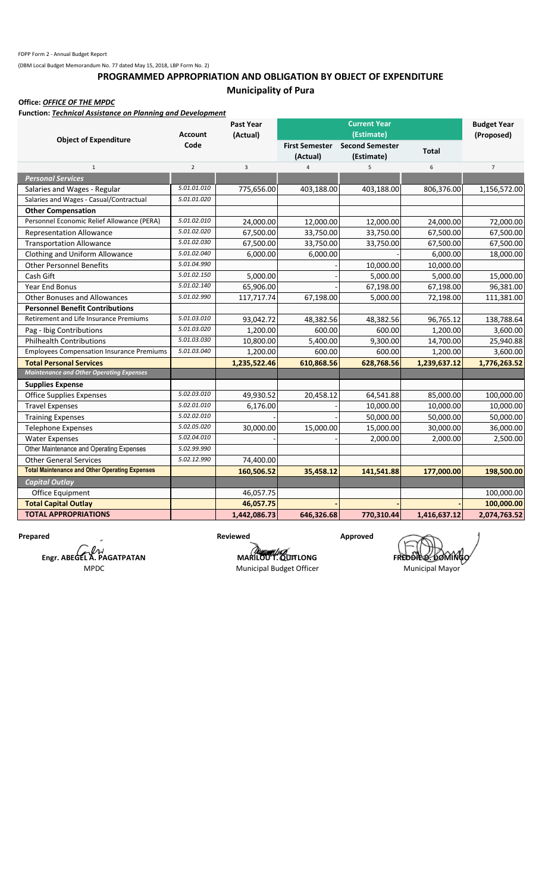FDPP Form 2 - Annual Budget Report

(DBM Local Budget Memorandum No. 77 dated May 15, 2018, LBP Form No. 2)

## PROGRAMMED APPROPRIATION AND OBLIGATION BY OBJECT OF EXPENDITURE

### Municipality of Pura

**Office:** ***OFFICE OF THE MPDC***

**Function:** ***Technical Assistance on Planning and Development***

| Object of Expenditure | Account Code | Past Year (Actual) | Current Year (Estimate) | | | Budget Year (Proposed) |
|---|---|---|---|---|---|---|
| | | | First Semester (Actual) | Second Semester (Estimate) | Total | |
| 1 | 2 | 3 | 4 | 5 | 6 | 7 |
| ***Personal Services*** | | | | | | |
| Salaries and Wages - Regular | 5.01.01.010 | 775,656.00 | 403,188.00 | 403,188.00 | 806,376.00 | 1,156,572.00 |
| Salaries and Wages - Casual/Contractual | 5.01.01.020 | | | | | |
| **Other Compensation** | | | | | | |
| Personnel Economic Relief Allowance (PERA) | 5.01.02.010 | 24,000.00 | 12,000.00 | 12,000.00 | 24,000.00 | 72,000.00 |
| Representation Allowance | 5.01.02.020 | 67,500.00 | 33,750.00 | 33,750.00 | 67,500.00 | 67,500.00 |
| Transportation Allowance | 5.01.02.030 | 67,500.00 | 33,750.00 | 33,750.00 | 67,500.00 | 67,500.00 |
| Clothing and Uniform Allowance | 5.01.02.040 | 6,000.00 | 6,000.00 | | 6,000.00 | 18,000.00 |
| Other Personnel Benefits | 5.01.04.990 | | | 10,000.00 | 10,000.00 | |
| Cash Gift | 5.01.02.150 | 5,000.00 | - | 5,000.00 | 5,000.00 | 15,000.00 |
| Year End Bonus | 5.01.02.140 | 65,906.00 | - | 67,198.00 | 67,198.00 | 96,381.00 |
| Other Bonuses and Allowances | 5.01.02.990 | 117,717.74 | 67,198.00 | 5,000.00 | 72,198.00 | 111,381.00 |
| **Personnel Benefit Contributions** | | | | | | |
| Retirement and Life Insurance Premiums | 5.01.03.010 | 93,042.72 | 48,382.56 | 48,382.56 | 96,765.12 | 138,788.64 |
| Pag - Ibig Contributions | 5.01.03.020 | 1,200.00 | 600.00 | 600.00 | 1,200.00 | 3,600.00 |
| Philhealth Contributions | 5.01.03.030 | 10,800.00 | 5,400.00 | 9,300.00 | 14,700.00 | 25,940.88 |
| Employees Compensation Insurance Premiums | 5.01.03.040 | 1,200.00 | 600.00 | 600.00 | 1,200.00 | 3,600.00 |
| **Total Personal Services** | | **1,235,522.46** | **610,868.56** | **628,768.56** | **1,239,637.12** | **1,776,263.52** |
| ***Maintenance and Other Operating Expenses*** | | | | | | |
| **Supplies Expense** | | | | | | |
| Office Supplies Expenses | 5.02.03.010 | 49,930.52 | 20,458.12 | 64,541.88 | 85,000.00 | 100,000.00 |
| Travel Expenses | 5.02.01.010 | 6,176.00 | - | 10,000.00 | 10,000.00 | 10,000.00 |
| Training Expenses | 5.02.02.010 | - | - | 50,000.00 | 50,000.00 | 50,000.00 |
| Telephone Expenses | 5.02.05.020 | 30,000.00 | 15,000.00 | 15,000.00 | 30,000.00 | 36,000.00 |
| Water Expenses | 5.02.04.010 | - | - | 2,000.00 | 2,000.00 | 2,500.00 |
| Other Maintenance and Operating Expenses | 5.02.99.990 | | | | | |
| Other General Services | 5.02.12.990 | 74,400.00 | | | | |
| **Total Maintenance and Other Operating Expenses** | | **160,506.52** | **35,458.12** | **141,541.88** | **177,000.00** | **198,500.00** |
| ***Capital Outlay*** | | | | | | |
| Office Equipment | | 46,057.75 | | | | 100,000.00 |
| **Total Capital Outlay** | | **46,057.75** | **-** | **-** | **-** | **100,000.00** |
| **TOTAL APPROPRIATIONS** | | **1,442,086.73** | **646,326.68** | **770,310.44** | **1,416,637.12** | **2,074,763.52** |

| Prepared | Reviewed | Approved |
|---|---|---|
| **Engr. ABEGEL A. PAGATPATAN** | **MARILOU T. QUITLONG** | **FREDDIE D. DOMINGO** |
| MPDC | Municipal Budget Officer | Municipal Mayor |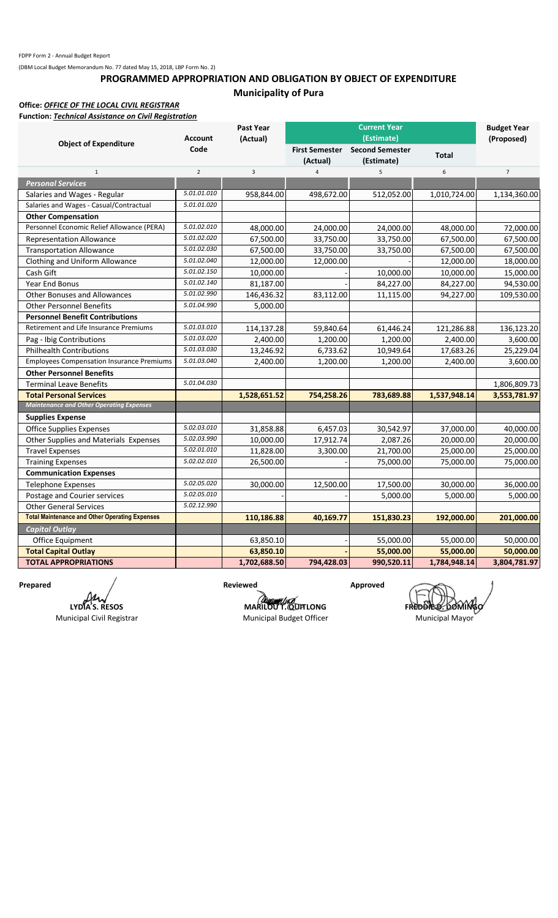FDPP Form 2 - Annual Budget Report

(DBM Local Budget Memorandum No. 77 dated May 15, 2018, LBP Form No. 2)

# PROGRAMMED APPROPRIATION AND OBLIGATION BY OBJECT OF EXPENDITURE

## Municipality of Pura

**Office:** ***OFFICE OF THE LOCAL CIVIL REGISTRAR***

**Function:** ***Technical Assistance on Civil Registration***

| Object of Expenditure | Account Code | Past Year (Actual) | Current Year (Estimate) | | | Budget Year (Proposed) |
|---|---|---|---|---|---|---|
| | | | First Semester (Actual) | Second Semester (Estimate) | Total | |
| 1 | 2 | 3 | 4 | 5 | 6 | 7 |
| ***Personal Services*** | | | | | | |
| Salaries and Wages - Regular | 5.01.01.010 | 958,844.00 | 498,672.00 | 512,052.00 | 1,010,724.00 | 1,134,360.00 |
| Salaries and Wages - Casual/Contractual | 5.01.01.020 | | | | | |
| **Other Compensation** | | | | | | |
| Personnel Economic Relief Allowance (PERA) | 5.01.02.010 | 48,000.00 | 24,000.00 | 24,000.00 | 48,000.00 | 72,000.00 |
| Representation Allowance | 5.01.02.020 | 67,500.00 | 33,750.00 | 33,750.00 | 67,500.00 | 67,500.00 |
| Transportation Allowance | 5.01.02.030 | 67,500.00 | 33,750.00 | 33,750.00 | 67,500.00 | 67,500.00 |
| Clothing and Uniform Allowance | 5.01.02.040 | 12,000.00 | 12,000.00 | - | 12,000.00 | 18,000.00 |
| Cash Gift | 5.01.02.150 | 10,000.00 | - | 10,000.00 | 10,000.00 | 15,000.00 |
| Year End Bonus | 5.01.02.140 | 81,187.00 | - | 84,227.00 | 84,227.00 | 94,530.00 |
| Other Bonuses and Allowances | 5.01.02.990 | 146,436.32 | 83,112.00 | 11,115.00 | 94,227.00 | 109,530.00 |
| Other Personnel Benefits | 5.01.04.990 | 5,000.00 | | | | |
| **Personnel Benefit Contributions** | | | | | | |
| Retirement and Life Insurance Premiums | 5.01.03.010 | 114,137.28 | 59,840.64 | 61,446.24 | 121,286.88 | 136,123.20 |
| Pag - Ibig Contributions | 5.01.03.020 | 2,400.00 | 1,200.00 | 1,200.00 | 2,400.00 | 3,600.00 |
| Philhealth Contributions | 5.01.03.030 | 13,246.92 | 6,733.62 | 10,949.64 | 17,683.26 | 25,229.04 |
| Employees Compensation Insurance Premiums | 5.01.03.040 | 2,400.00 | 1,200.00 | 1,200.00 | 2,400.00 | 3,600.00 |
| **Other Personnel Benefits** | | | | | | |
| Terminal Leave Benefits | 5.01.04.030 | | | | | 1,806,809.73 |
| **Total Personal Services** | | **1,528,651.52** | **754,258.26** | **783,689.88** | **1,537,948.14** | **3,553,781.97** |
| ***Maintenance and Other Operating Expenses*** | | | | | | |
| **Supplies Expense** | | | | | | |
| Office Supplies Expenses | 5.02.03.010 | 31,858.88 | 6,457.03 | 30,542.97 | 37,000.00 | 40,000.00 |
| Other Supplies and Materials Expenses | 5.02.03.990 | 10,000.00 | 17,912.74 | 2,087.26 | 20,000.00 | 20,000.00 |
| Travel Expenses | 5.02.01.010 | 11,828.00 | 3,300.00 | 21,700.00 | 25,000.00 | 25,000.00 |
| Training Expenses | 5.02.02.010 | 26,500.00 | - | 75,000.00 | 75,000.00 | 75,000.00 |
| **Communication Expenses** | | | | | | |
| Telephone Expenses | 5.02.05.020 | 30,000.00 | 12,500.00 | 17,500.00 | 30,000.00 | 36,000.00 |
| Postage and Courier services | 5.02.05.010 | - | - | 5,000.00 | 5,000.00 | 5,000.00 |
| Other General Services | 5.02.12.990 | | | | | |
| **Total Maintenance and Other Operating Expenses** | | **110,186.88** | **40,169.77** | **151,830.23** | **192,000.00** | **201,000.00** |
| ***Capital Outlay*** | | | | | | |
| Office Equipment | | 63,850.10 | - | 55,000.00 | 55,000.00 | 50,000.00 |
| **Total Capital Outlay** | | **63,850.10** | **-** | **55,000.00** | **55,000.00** | **50,000.00** |
| **TOTAL APPROPRIATIONS** | | **1,702,688.50** | **794,428.03** | **990,520.11** | **1,784,948.14** | **3,804,781.97** |

| Prepared | Reviewed | Approved |
|---|---|---|
| **LYDIA S. RESOS** | **MARILOU T. QUITLONG** | **FREDDIE D. DOMINGO** |
| Municipal Civil Registrar | Municipal Budget Officer | Municipal Mayor |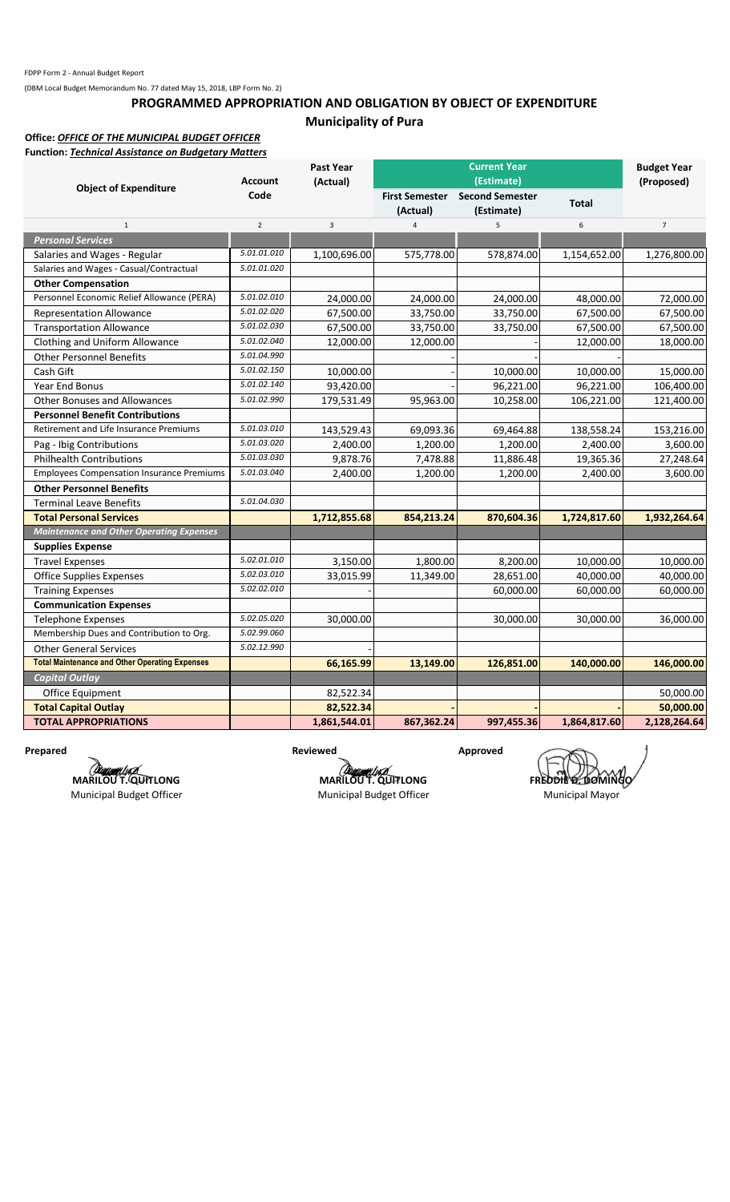FDPP Form 2 - Annual Budget Report

(DBM Local Budget Memorandum No. 77 dated May 15, 2018, LBP Form No. 2)

## PROGRAMMED APPROPRIATION AND OBLIGATION BY OBJECT OF EXPENDITURE

### Municipality of Pura

**Office:** ***OFFICE OF THE MUNICIPAL BUDGET OFFICER***

**Function:** ***Technical Assistance on Budgetary Matters***

| Object of Expenditure | Account Code | Past Year (Actual) | Current Year (Estimate) | | | Budget Year (Proposed) |
|---|---|---|---|---|---|---|
| | | | First Semester (Actual) | Second Semester (Estimate) | Total | |
| 1 | 2 | 3 | 4 | 5 | 6 | 7 |
| ***Personal Services*** | | | | | | |
| Salaries and Wages - Regular | 5.01.01.010 | 1,100,696.00 | 575,778.00 | 578,874.00 | 1,154,652.00 | 1,276,800.00 |
| Salaries and Wages - Casual/Contractual | 5.01.01.020 | | | | | |
| **Other Compensation** | | | | | | |
| Personnel Economic Relief Allowance (PERA) | 5.01.02.010 | 24,000.00 | 24,000.00 | 24,000.00 | 48,000.00 | 72,000.00 |
| Representation Allowance | 5.01.02.020 | 67,500.00 | 33,750.00 | 33,750.00 | 67,500.00 | 67,500.00 |
| Transportation Allowance | 5.01.02.030 | 67,500.00 | 33,750.00 | 33,750.00 | 67,500.00 | 67,500.00 |
| Clothing and Uniform Allowance | 5.01.02.040 | 12,000.00 | 12,000.00 | - | 12,000.00 | 18,000.00 |
| Other Personnel Benefits | 5.01.04.990 | | - | - | - | |
| Cash Gift | 5.01.02.150 | 10,000.00 | - | 10,000.00 | 10,000.00 | 15,000.00 |
| Year End Bonus | 5.01.02.140 | 93,420.00 | - | 96,221.00 | 96,221.00 | 106,400.00 |
| Other Bonuses and Allowances | 5.01.02.990 | 179,531.49 | 95,963.00 | 10,258.00 | 106,221.00 | 121,400.00 |
| **Personnel Benefit Contributions** | | | | | | |
| Retirement and Life Insurance Premiums | 5.01.03.010 | 143,529.43 | 69,093.36 | 69,464.88 | 138,558.24 | 153,216.00 |
| Pag - Ibig Contributions | 5.01.03.020 | 2,400.00 | 1,200.00 | 1,200.00 | 2,400.00 | 3,600.00 |
| Philhealth Contributions | 5.01.03.030 | 9,878.76 | 7,478.88 | 11,886.48 | 19,365.36 | 27,248.64 |
| Employees Compensation Insurance Premiums | 5.01.03.040 | 2,400.00 | 1,200.00 | 1,200.00 | 2,400.00 | 3,600.00 |
| **Other Personnel Benefits** | | | | | | |
| Terminal Leave Benefits | 5.01.04.030 | | | | | |
| **Total Personal Services** | | **1,712,855.68** | **854,213.24** | **870,604.36** | **1,724,817.60** | **1,932,264.64** |
| ***Maintenance and Other Operating Expenses*** | | | | | | |
| **Supplies Expense** | | | | | | |
| Travel Expenses | 5.02.01.010 | 3,150.00 | 1,800.00 | 8,200.00 | 10,000.00 | 10,000.00 |
| Office Supplies Expenses | 5.02.03.010 | 33,015.99 | 11,349.00 | 28,651.00 | 40,000.00 | 40,000.00 |
| Training Expenses | 5.02.02.010 | - | | 60,000.00 | 60,000.00 | 60,000.00 |
| **Communication Expenses** | | | | | | |
| Telephone Expenses | 5.02.05.020 | 30,000.00 | | 30,000.00 | 30,000.00 | 36,000.00 |
| Membership Dues and Contribution to Org. | 5.02.99.060 | | | | | |
| Other General Services | 5.02.12.990 | - | | | | |
| **Total Maintenance and Other Operating Expenses** | | **66,165.99** | **13,149.00** | **126,851.00** | **140,000.00** | **146,000.00** |
| ***Capital Outlay*** | | | | | | |
| Office Equipment | | 82,522.34 | | | | 50,000.00 |
| **Total Capital Outlay** | | **82,522.34** | **-** | **-** | **-** | **50,000.00** |
| **TOTAL APPROPRIATIONS** | | **1,861,544.01** | **867,362.24** | **997,455.36** | **1,864,817.60** | **2,128,264.64** |

| Prepared | Reviewed | Approved |
|---|---|---|
| **MARILOU T. QUITLONG** | **MARILOU T. QUITLONG** | **FREDDIE D. DOMINGO** |
| Municipal Budget Officer | Municipal Budget Officer | Municipal Mayor |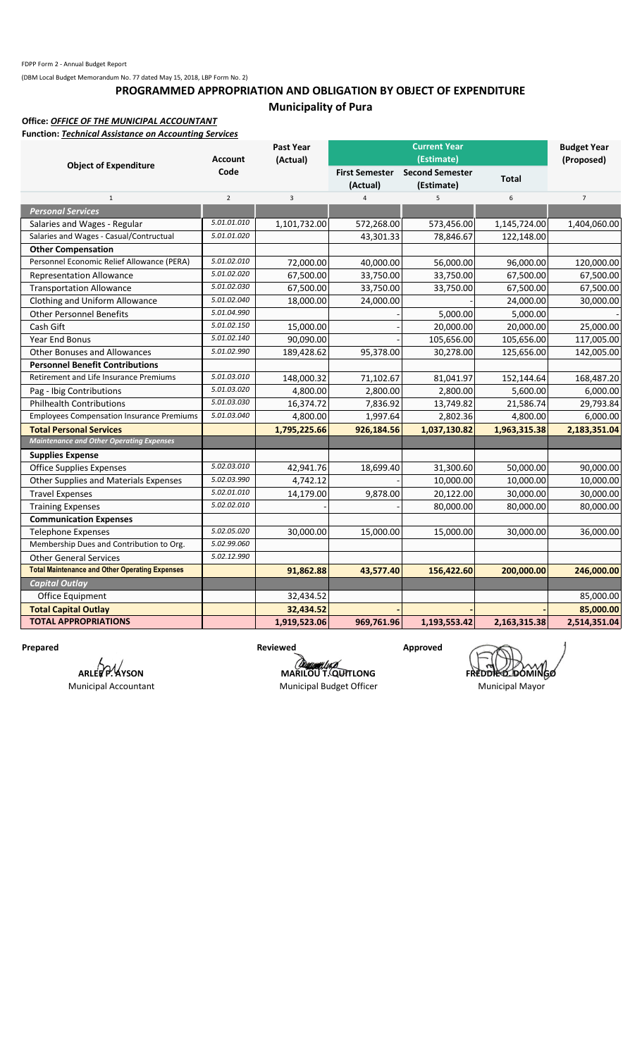FDPP Form 2 - Annual Budget Report

(DBM Local Budget Memorandum No. 77 dated May 15, 2018, LBP Form No. 2)

# PROGRAMMED APPROPRIATION AND OBLIGATION BY OBJECT OF EXPENDITURE

## Municipality of Pura

**Office:** ***OFFICE OF THE MUNICIPAL ACCOUNTANT***

**Function:** ***Technical Assistance on Accounting Services***

| Object of Expenditure | Account Code | Past Year (Actual) | Current Year (Estimate) | | | Budget Year (Proposed) |
|---|---|---|---|---|---|---|
| | | | First Semester (Actual) | Second Semester (Estimate) | Total | |
| 1 | 2 | 3 | 4 | 5 | 6 | 7 |
| ***Personal Services*** | | | | | | |
| Salaries and Wages - Regular | 5.01.01.010 | 1,101,732.00 | 572,268.00 | 573,456.00 | 1,145,724.00 | 1,404,060.00 |
| Salaries and Wages - Casual/Contructual | 5.01.01.020 | | 43,301.33 | 78,846.67 | 122,148.00 | |
| **Other Compensation** | | | | | | |
| Personnel Economic Relief Allowance (PERA) | 5.01.02.010 | 72,000.00 | 40,000.00 | 56,000.00 | 96,000.00 | 120,000.00 |
| Representation Allowance | 5.01.02.020 | 67,500.00 | 33,750.00 | 33,750.00 | 67,500.00 | 67,500.00 |
| Transportation Allowance | 5.01.02.030 | 67,500.00 | 33,750.00 | 33,750.00 | 67,500.00 | 67,500.00 |
| Clothing and Uniform Allowance | 5.01.02.040 | 18,000.00 | 24,000.00 | - | 24,000.00 | 30,000.00 |
| Other Personnel Benefits | 5.01.04.990 | | - | 5,000.00 | 5,000.00 | - |
| Cash Gift | 5.01.02.150 | 15,000.00 | - | 20,000.00 | 20,000.00 | 25,000.00 |
| Year End Bonus | 5.01.02.140 | 90,090.00 | - | 105,656.00 | 105,656.00 | 117,005.00 |
| Other Bonuses and Allowances | 5.01.02.990 | 189,428.62 | 95,378.00 | 30,278.00 | 125,656.00 | 142,005.00 |
| **Personnel Benefit Contributions** | | | | | | |
| Retirement and Life Insurance Premiums | 5.01.03.010 | 148,000.32 | 71,102.67 | 81,041.97 | 152,144.64 | 168,487.20 |
| Pag - Ibig Contributions | 5.01.03.020 | 4,800.00 | 2,800.00 | 2,800.00 | 5,600.00 | 6,000.00 |
| Philhealth Contributions | 5.01.03.030 | 16,374.72 | 7,836.92 | 13,749.82 | 21,586.74 | 29,793.84 |
| Employees Compensation Insurance Premiums | 5.01.03.040 | 4,800.00 | 1,997.64 | 2,802.36 | 4,800.00 | 6,000.00 |
| **Total Personal Services** | | **1,795,225.66** | **926,184.56** | **1,037,130.82** | **1,963,315.38** | **2,183,351.04** |
| ***Maintenance and Other Operating Expenses*** | | | | | | |
| **Supplies Expense** | | | | | | |
| Office Supplies Expenses | 5.02.03.010 | 42,941.76 | 18,699.40 | 31,300.60 | 50,000.00 | 90,000.00 |
| Other Supplies and Materials Expenses | 5.02.03.990 | 4,742.12 | - | 10,000.00 | 10,000.00 | 10,000.00 |
| Travel Expenses | 5.02.01.010 | 14,179.00 | 9,878.00 | 20,122.00 | 30,000.00 | 30,000.00 |
| Training Expenses | 5.02.02.010 | - | - | 80,000.00 | 80,000.00 | 80,000.00 |
| **Communication Expenses** | | | | | | |
| Telephone Expenses | 5.02.05.020 | 30,000.00 | 15,000.00 | 15,000.00 | 30,000.00 | 36,000.00 |
| Membership Dues and Contribution to Org. | 5.02.99.060 | | | | | |
| Other General Services | 5.02.12.990 | | | | | |
| **Total Maintenance and Other Operating Expenses** | | **91,862.88** | **43,577.40** | **156,422.60** | **200,000.00** | **246,000.00** |
| ***Capital Outlay*** | | | | | | |
| Office Equipment | | 32,434.52 | | | | 85,000.00 |
| **Total Capital Outlay** | | **32,434.52** | **-** | **-** | **-** | **85,000.00** |
| **TOTAL APPROPRIATIONS** | | **1,919,523.06** | **969,761.96** | **1,193,553.42** | **2,163,315.38** | **2,514,351.04** |

| Prepared | Reviewed | Approved |
|---|---|---|
| **ARLEE P. AYSON** | **MARILOU T. QUITLONG** | **FREDDIE O. DOMINGO** |
| Municipal Accountant | Municipal Budget Officer | Municipal Mayor |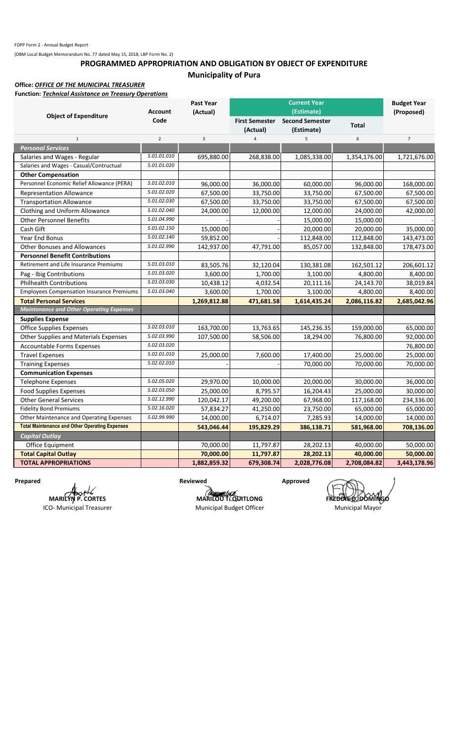FDPP Form 2 - Annual Budget Report

(DBM Local Budget Memorandum No. 77 dated May 15, 2018, LBP Form No. 2)

# PROGRAMMED APPROPRIATION AND OBLIGATION BY OBJECT OF EXPENDITURE

## Municipality of Pura

**Office:** ***OFFICE OF THE MUNICIPAL TREASURER***

**Function:** ***Technical Assistance on Treasury Operations***

| Object of Expenditure | Account Code | Past Year (Actual) | Current Year (Estimate) | | | Budget Year (Proposed) |
|---|---|---|---|---|---|---|
| | | | First Semester (Actual) | Second Semester (Estimate) | Total | |
| 1 | 2 | 3 | 4 | 5 | 6 | 7 |
| ***Personal Services*** | | | | | | |
| Salaries and Wages - Regular | 5.01.01.010 | 695,880.00 | 268,838.00 | 1,085,338.00 | 1,354,176.00 | 1,721,676.00 |
| Salaries and Wages - Casual/Contructual | 5.01.01.020 | | | | | |
| **Other Compensation** | | | | | | |
| Personnel Economic Relief Allowance (PERA) | 5.01.02.010 | 96,000.00 | 36,000.00 | 60,000.00 | 96,000.00 | 168,000.00 |
| Representation Allowance | 5.01.02.020 | 67,500.00 | 33,750.00 | 33,750.00 | 67,500.00 | 67,500.00 |
| Transportation Allowance | 5.01.02.030 | 67,500.00 | 33,750.00 | 33,750.00 | 67,500.00 | 67,500.00 |
| Clothing and Uniform Allowance | 5.01.02.040 | 24,000.00 | 12,000.00 | 12,000.00 | 24,000.00 | 42,000.00 |
| Other Personnel Benefits | 5.01.04.990 | - | - | 15,000.00 | 15,000.00 | - |
| Cash Gift | 5.01.02.150 | 15,000.00 | - | 20,000.00 | 20,000.00 | 35,000.00 |
| Year End Bonus | 5.01.02.140 | 59,852.00 | - | 112,848.00 | 112,848.00 | 143,473.00 |
| Other Bonuses and Allowances | 5.01.02.990 | 142,937.00 | 47,791.00 | 85,057.00 | 132,848.00 | 178,473.00 |
| **Personnel Benefit Contributions** | | | | | | |
| Retirement and Life Insurance Premiums | 5.01.03.010 | 83,505.76 | 32,120.04 | 130,381.08 | 162,501.12 | 206,601.12 |
| Pag - Ibig Contributions | 5.01.03.020 | 3,600.00 | 1,700.00 | 3,100.00 | 4,800.00 | 8,400.00 |
| Philhealth Contributions | 5.01.03.030 | 10,438.12 | 4,032.54 | 20,111.16 | 24,143.70 | 38,019.84 |
| Employees Compensation Insurance Premiums | 5.01.03.040 | 3,600.00 | 1,700.00 | 3,100.00 | 4,800.00 | 8,400.00 |
| **Total Personal Services** | | **1,269,812.88** | **471,681.58** | **1,614,435.24** | **2,086,116.82** | **2,685,042.96** |
| ***Maintenance and Other Operating Expenses*** | | | | | | |
| **Supplies Expense** | | | | | | |
| Office Supplies Expenses | 5.02.03.010 | 163,700.00 | 13,763.65 | 145,236.35 | 159,000.00 | 65,000.00 |
| Other Supplies and Materials Expenses | 5.02.03.990 | 107,500.00 | 58,506.00 | 18,294.00 | 76,800.00 | 92,000.00 |
| Accountable Forms Expenses | 5.02.03.020 | | | | | 76,800.00 |
| Travel Expenses | 5.02.01.010 | 25,000.00 | 7,600.00 | 17,400.00 | 25,000.00 | 25,000.00 |
| Training Expenses | 5.02.02.010 | - | - | 70,000.00 | 70,000.00 | 70,000.00 |
| **Communication Expenses** | | | | | | |
| Telephone Expenses | 5.02.05.020 | 29,970.00 | 10,000.00 | 20,000.00 | 30,000.00 | 36,000.00 |
| Food Supplies Expenses | 5.02.03.050 | 25,000.00 | 8,795.57 | 16,204.43 | 25,000.00 | 30,000.00 |
| Other General Services | 5.02.12.990 | 120,042.17 | 49,200.00 | 67,968.00 | 117,168.00 | 234,336.00 |
| Fidelity Bond Premiums | 5.02.16.020 | 57,834.27 | 41,250.00 | 23,750.00 | 65,000.00 | 65,000.00 |
| Other Maintenance and Operating Expenses | 5.02.99.990 | 14,000.00 | 6,714.07 | 7,285.93 | 14,000.00 | 14,000.00 |
| **Total Maintenance and Other Operating Expenses** | | **543,046.44** | **195,829.29** | **386,138.71** | **581,968.00** | **708,136.00** |
| ***Capital Outlay*** | | | | | | |
| Office Equipment | | 70,000.00 | 11,797.87 | 28,202.13 | 40,000.00 | 50,000.00 |
| **Total Capital Outlay** | | **70,000.00** | **11,797.87** | **28,202.13** | **40,000.00** | **50,000.00** |
| **TOTAL APPROPRIATIONS** | | **1,882,859.32** | **679,308.74** | **2,028,776.08** | **2,708,084.82** | **3,443,178.96** |

| Prepared | Reviewed | Approved |
|---|---|---|
| **MARILYN P. CORTES** | **MARILOU T. QUITLONG** | **FREDDIE D. DOMINGO** |
| ICO- Municipal Treasurer | Municipal Budget Officer | Municipal Mayor |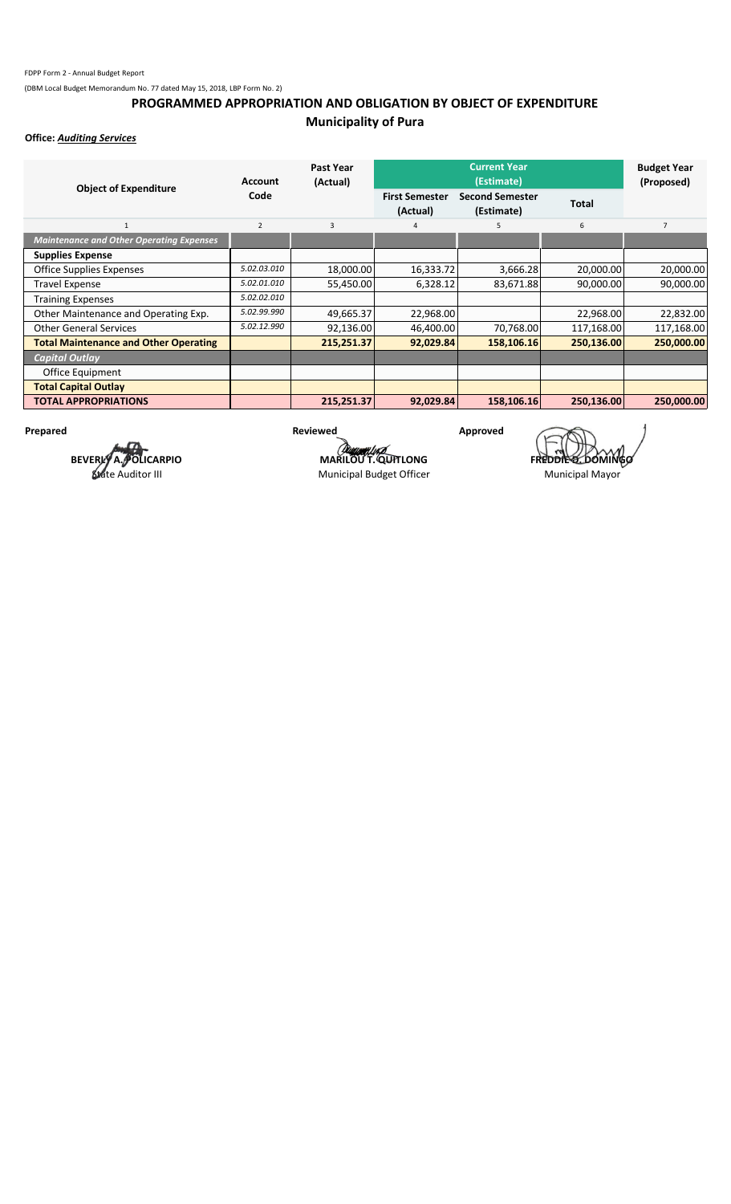FDPP Form 2 - Annual Budget Report

(DBM Local Budget Memorandum No. 77 dated May 15, 2018, LBP Form No. 2)

## PROGRAMMED APPROPRIATION AND OBLIGATION BY OBJECT OF EXPENDITURE

## Municipality of Pura

**Office:** ***Auditing Services***

| Object of Expenditure | Account Code | Past Year (Actual) | Current Year (Estimate) | | | Budget Year (Proposed) |
|---|---|---|---|---|---|---|
| | | | First Semester (Actual) | Second Semester (Estimate) | Total | |
| 1 | 2 | 3 | 4 | 5 | 6 | 7 |
| ***Maintenance and Other Operating Expenses*** | | | | | | |
| **Supplies Expense** | | | | | | |
| Office Supplies Expenses | *5.02.03.010* | 18,000.00 | 16,333.72 | 3,666.28 | 20,000.00 | 20,000.00 |
| Travel Expense | *5.02.01.010* | 55,450.00 | 6,328.12 | 83,671.88 | 90,000.00 | 90,000.00 |
| Training Expenses | *5.02.02.010* | | | | | |
| Other Maintenance and Operating Exp. | *5.02.99.990* | 49,665.37 | 22,968.00 | | 22,968.00 | 22,832.00 |
| Other General Services | *5.02.12.990* | 92,136.00 | 46,400.00 | 70,768.00 | 117,168.00 | 117,168.00 |
| **Total Maintenance and Other Operating** | | **215,251.37** | **92,029.84** | **158,106.16** | **250,136.00** | **250,000.00** |
| ***Capital Outlay*** | | | | | | |
| Office Equipment | | | | | | |
| **Total Capital Outlay** | | | | | | |
| **TOTAL APPROPRIATIONS** | | **215,251.37** | **92,029.84** | **158,106.16** | **250,136.00** | **250,000.00** |

| Prepared | Reviewed | Approved |
|---|---|---|
| **BEVERLY A. POLICARPIO** | **MARILOU T. QUITLONG** | **FREDDIE D. DOMINGO** |
| State Auditor III | Municipal Budget Officer | Municipal Mayor |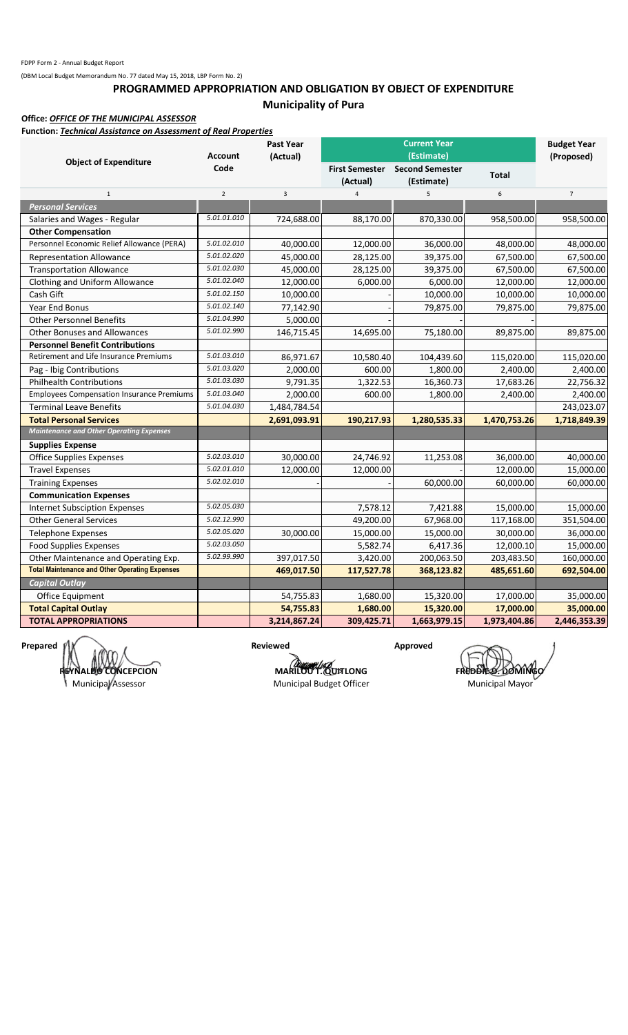FDPP Form 2 - Annual Budget Report

(DBM Local Budget Memorandum No. 77 dated May 15, 2018, LBP Form No. 2)

# PROGRAMMED APPROPRIATION AND OBLIGATION BY OBJECT OF EXPENDITURE

## Municipality of Pura

**Office:** ***OFFICE OF THE MUNICIPAL ASSESSOR***

**Function:** ***Technical Assistance on Assessment of Real Properties***

| Object of Expenditure | Account Code | Past Year (Actual) | Current Year (Estimate) | | | Budget Year (Proposed) |
|---|---|---|---|---|---|---|
| | | | First Semester (Actual) | Second Semester (Estimate) | Total | |
| 1 | 2 | 3 | 4 | 5 | 6 | 7 |
| ***Personal Services*** | | | | | | |
| Salaries and Wages - Regular | 5.01.01.010 | 724,688.00 | 88,170.00 | 870,330.00 | 958,500.00 | 958,500.00 |
| **Other Compensation** | | | | | | |
| Personnel Economic Relief Allowance (PERA) | 5.01.02.010 | 40,000.00 | 12,000.00 | 36,000.00 | 48,000.00 | 48,000.00 |
| Representation Allowance | 5.01.02.020 | 45,000.00 | 28,125.00 | 39,375.00 | 67,500.00 | 67,500.00 |
| Transportation Allowance | 5.01.02.030 | 45,000.00 | 28,125.00 | 39,375.00 | 67,500.00 | 67,500.00 |
| Clothing and Uniform Allowance | 5.01.02.040 | 12,000.00 | 6,000.00 | 6,000.00 | 12,000.00 | 12,000.00 |
| Cash Gift | 5.01.02.150 | 10,000.00 | - | 10,000.00 | 10,000.00 | 10,000.00 |
| Year End Bonus | 5.01.02.140 | 77,142.90 | - | 79,875.00 | 79,875.00 | 79,875.00 |
| Other Personnel Benefits | 5.01.04.990 | 5,000.00 | - | - | - | |
| Other Bonuses and Allowances | 5.01.02.990 | 146,715.45 | 14,695.00 | 75,180.00 | 89,875.00 | 89,875.00 |
| **Personnel Benefit Contributions** | | | | | | |
| Retirement and Life Insurance Premiums | 5.01.03.010 | 86,971.67 | 10,580.40 | 104,439.60 | 115,020.00 | 115,020.00 |
| Pag - Ibig Contributions | 5.01.03.020 | 2,000.00 | 600.00 | 1,800.00 | 2,400.00 | 2,400.00 |
| Philhealth Contributions | 5.01.03.030 | 9,791.35 | 1,322.53 | 16,360.73 | 17,683.26 | 22,756.32 |
| Employees Compensation Insurance Premiums | 5.01.03.040 | 2,000.00 | 600.00 | 1,800.00 | 2,400.00 | 2,400.00 |
| Terminal Leave Benefits | 5.01.04.030 | 1,484,784.54 | | | | 243,023.07 |
| **Total Personal Services** | | **2,691,093.91** | **190,217.93** | **1,280,535.33** | **1,470,753.26** | **1,718,849.39** |
| ***Maintenance and Other Operating Expenses*** | | | | | | |
| **Supplies Expense** | | | | | | |
| Office Supplies Expenses | 5.02.03.010 | 30,000.00 | 24,746.92 | 11,253.08 | 36,000.00 | 40,000.00 |
| Travel Expenses | 5.02.01.010 | 12,000.00 | 12,000.00 | - | 12,000.00 | 15,000.00 |
| Training Expenses | 5.02.02.010 | - | - | 60,000.00 | 60,000.00 | 60,000.00 |
| **Communication Expenses** | | | | | | |
| Internet Subsciption Expenses | 5.02.05.030 | | 7,578.12 | 7,421.88 | 15,000.00 | 15,000.00 |
| Other General Services | 5.02.12.990 | | 49,200.00 | 67,968.00 | 117,168.00 | 351,504.00 |
| Telephone Expenses | 5.02.05.020 | 30,000.00 | 15,000.00 | 15,000.00 | 30,000.00 | 36,000.00 |
| Food Supplies Expenses | 5.02.03.050 | | 5,582.74 | 6,417.36 | 12,000.10 | 15,000.00 |
| Other Maintenance and Operating Exp. | 5.02.99.990 | 397,017.50 | 3,420.00 | 200,063.50 | 203,483.50 | 160,000.00 |
| **Total Maintenance and Other Operating Expenses** | | **469,017.50** | **117,527.78** | **368,123.82** | **485,651.60** | **692,504.00** |
| ***Capital Outlay*** | | | | | | |
| Office Equipment | | 54,755.83 | 1,680.00 | 15,320.00 | 17,000.00 | 35,000.00 |
| **Total Capital Outlay** | | **54,755.83** | **1,680.00** | **15,320.00** | **17,000.00** | **35,000.00** |
| **TOTAL APPROPRIATIONS** | | **3,214,867.24** | **309,425.71** | **1,663,979.15** | **1,973,404.86** | **2,446,353.39** |

| Prepared | Reviewed | Approved |
|---|---|---|
| **REYNALDO CONCEPCION** | **MARILOU T. QUITLONG** | **FREDDIE D. DOMINGO** |
| Municipal Assessor | Municipal Budget Officer | Municipal Mayor |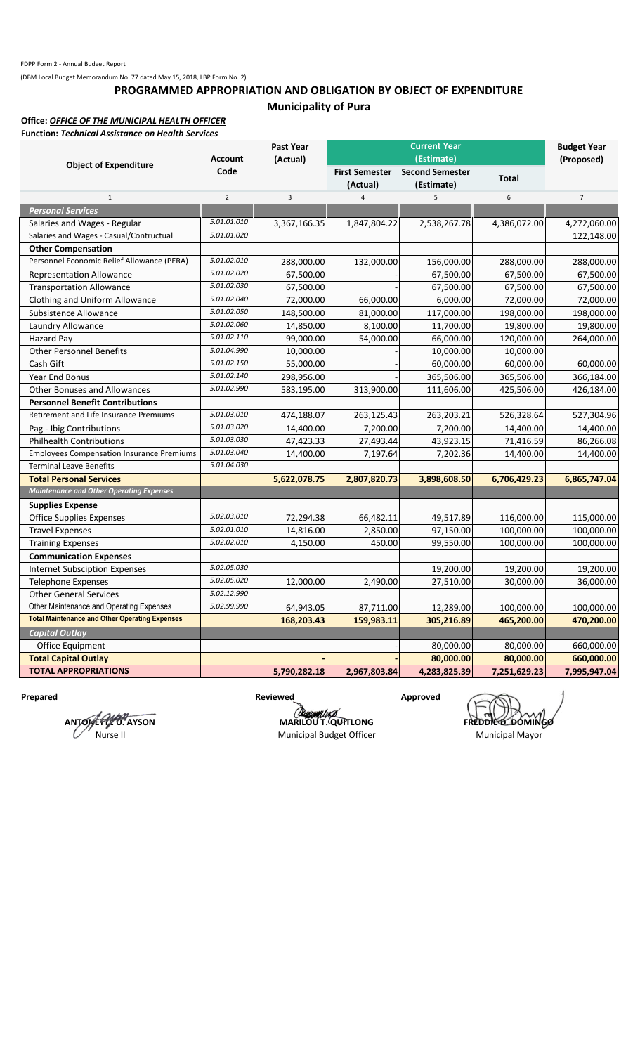FDPP Form 2 - Annual Budget Report

(DBM Local Budget Memorandum No. 77 dated May 15, 2018, LBP Form No. 2)

## PROGRAMMED APPROPRIATION AND OBLIGATION BY OBJECT OF EXPENDITURE

### Municipality of Pura

**Office:** ***OFFICE OF THE MUNICIPAL HEALTH OFFICER***

**Function:** ***Technical Assistance on Health Services***

| Object of Expenditure | Account Code | Past Year (Actual) | Current Year (Estimate) | | | Budget Year (Proposed) |
|---|---|---|---|---|---|---|
| | | | First Semester (Actual) | Second Semester (Estimate) | Total | |
| 1 | 2 | 3 | 4 | 5 | 6 | 7 |
| ***Personal Services*** | | | | | | |
| Salaries and Wages - Regular | 5.01.01.010 | 3,367,166.35 | 1,847,804.22 | 2,538,267.78 | 4,386,072.00 | 4,272,060.00 |
| Salaries and Wages - Casual/Contructual | 5.01.01.020 | | | | | 122,148.00 |
| **Other Compensation** | | | | | | |
| Personnel Economic Relief Allowance (PERA) | 5.01.02.010 | 288,000.00 | 132,000.00 | 156,000.00 | 288,000.00 | 288,000.00 |
| Representation Allowance | 5.01.02.020 | 67,500.00 | - | 67,500.00 | 67,500.00 | 67,500.00 |
| Transportation Allowance | 5.01.02.030 | 67,500.00 | - | 67,500.00 | 67,500.00 | 67,500.00 |
| Clothing and Uniform Allowance | 5.01.02.040 | 72,000.00 | 66,000.00 | 6,000.00 | 72,000.00 | 72,000.00 |
| Subsistence Allowance | 5.01.02.050 | 148,500.00 | 81,000.00 | 117,000.00 | 198,000.00 | 198,000.00 |
| Laundry Allowance | 5.01.02.060 | 14,850.00 | 8,100.00 | 11,700.00 | 19,800.00 | 19,800.00 |
| Hazard Pay | 5.01.02.110 | 99,000.00 | 54,000.00 | 66,000.00 | 120,000.00 | 264,000.00 |
| Other Personnel Benefits | 5.01.04.990 | 10,000.00 | - | 10,000.00 | 10,000.00 | |
| Cash Gift | 5.01.02.150 | 55,000.00 | - | 60,000.00 | 60,000.00 | 60,000.00 |
| Year End Bonus | 5.01.02.140 | 298,956.00 | - | 365,506.00 | 365,506.00 | 366,184.00 |
| Other Bonuses and Allowances | 5.01.02.990 | 583,195.00 | 313,900.00 | 111,606.00 | 425,506.00 | 426,184.00 |
| **Personnel Benefit Contributions** | | | | | | |
| Retirement and Life Insurance Premiums | 5.01.03.010 | 474,188.07 | 263,125.43 | 263,203.21 | 526,328.64 | 527,304.96 |
| Pag - Ibig Contributions | 5.01.03.020 | 14,400.00 | 7,200.00 | 7,200.00 | 14,400.00 | 14,400.00 |
| Philhealth Contributions | 5.01.03.030 | 47,423.33 | 27,493.44 | 43,923.15 | 71,416.59 | 86,266.08 |
| Employees Compensation Insurance Premiums | 5.01.03.040 | 14,400.00 | 7,197.64 | 7,202.36 | 14,400.00 | 14,400.00 |
| Terminal Leave Benefits | 5.01.04.030 | | | | | |
| **Total Personal Services** | | **5,622,078.75** | **2,807,820.73** | **3,898,608.50** | **6,706,429.23** | **6,865,747.04** |
| ***Maintenance and Other Operating Expenses*** | | | | | | |
| **Supplies Expense** | | | | | | |
| Office Supplies Expenses | 5.02.03.010 | 72,294.38 | 66,482.11 | 49,517.89 | 116,000.00 | 115,000.00 |
| Travel Expenses | 5.02.01.010 | 14,816.00 | 2,850.00 | 97,150.00 | 100,000.00 | 100,000.00 |
| Training Expenses | 5.02.02.010 | 4,150.00 | 450.00 | 99,550.00 | 100,000.00 | 100,000.00 |
| **Communication Expenses** | | | | | | |
| Internet Subsciption Expenses | 5.02.05.030 | | | 19,200.00 | 19,200.00 | 19,200.00 |
| Telephone Expenses | 5.02.05.020 | 12,000.00 | 2,490.00 | 27,510.00 | 30,000.00 | 36,000.00 |
| Other General Services | 5.02.12.990 | | | | | |
| Other Maintenance and Operating Expenses | 5.02.99.990 | 64,943.05 | 87,711.00 | 12,289.00 | 100,000.00 | 100,000.00 |
| **Total Maintenance and Other Operating Expenses** | | **168,203.43** | **159,983.11** | **305,216.89** | **465,200.00** | **470,200.00** |
| ***Capital Outlay*** | | | | | | |
| Office Equipment | | | - | 80,000.00 | 80,000.00 | 660,000.00 |
| **Total Capital Outlay** | | **-** | **-** | **80,000.00** | **80,000.00** | **660,000.00** |
| **TOTAL APPROPRIATIONS** | | **5,790,282.18** | **2,967,803.84** | **4,283,825.39** | **7,251,629.23** | **7,995,947.04** |

| Prepared | Reviewed | Approved |
|---|---|---|
| **ANTONETTE U. AYSON** | **MARILOU T. QUITLONG** | **FREDDIE D. DOMINGO** |
| Nurse II | Municipal Budget Officer | Municipal Mayor |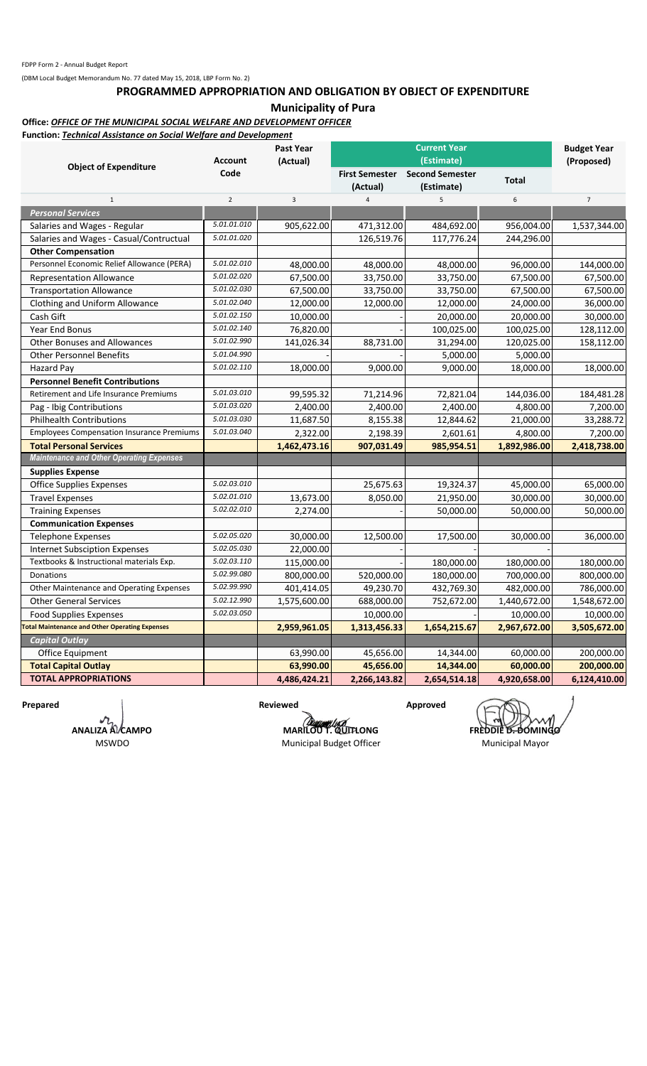FDPP Form 2 - Annual Budget Report

(DBM Local Budget Memorandum No. 77 dated May 15, 2018, LBP Form No. 2)

## PROGRAMMED APPROPRIATION AND OBLIGATION BY OBJECT OF EXPENDITURE

### Municipality of Pura

**Office:** ***OFFICE OF THE MUNICIPAL SOCIAL WELFARE AND DEVELOPMENT OFFICER***

**Function:** ***Technical Assistance on Social Welfare and Development***

| Object of Expenditure | Account Code | Past Year (Actual) | Current Year (Estimate) | | | Budget Year (Proposed) |
|---|---|---|---|---|---|---|
| | | | First Semester (Actual) | Second Semester (Estimate) | Total | |
| 1 | 2 | 3 | 4 | 5 | 6 | 7 |
| ***Personal Services*** | | | | | | |
| Salaries and Wages - Regular | 5.01.01.010 | 905,622.00 | 471,312.00 | 484,692.00 | 956,004.00 | 1,537,344.00 |
| Salaries and Wages - Casual/Contructual | 5.01.01.020 | | 126,519.76 | 117,776.24 | 244,296.00 | |
| **Other Compensation** | | | | | | |
| Personnel Economic Relief Allowance (PERA) | 5.01.02.010 | 48,000.00 | 48,000.00 | 48,000.00 | 96,000.00 | 144,000.00 |
| Representation Allowance | 5.01.02.020 | 67,500.00 | 33,750.00 | 33,750.00 | 67,500.00 | 67,500.00 |
| Transportation Allowance | 5.01.02.030 | 67,500.00 | 33,750.00 | 33,750.00 | 67,500.00 | 67,500.00 |
| Clothing and Uniform Allowance | 5.01.02.040 | 12,000.00 | 12,000.00 | 12,000.00 | 24,000.00 | 36,000.00 |
| Cash Gift | 5.01.02.150 | 10,000.00 | - | 20,000.00 | 20,000.00 | 30,000.00 |
| Year End Bonus | 5.01.02.140 | 76,820.00 | - | 100,025.00 | 100,025.00 | 128,112.00 |
| Other Bonuses and Allowances | 5.01.02.990 | 141,026.34 | 88,731.00 | 31,294.00 | 120,025.00 | 158,112.00 |
| Other Personnel Benefits | 5.01.04.990 | - | | 5,000.00 | 5,000.00 | |
| Hazard Pay | 5.01.02.110 | 18,000.00 | 9,000.00 | 9,000.00 | 18,000.00 | 18,000.00 |
| **Personnel Benefit Contributions** | | | | | | |
| Retirement and Life Insurance Premiums | 5.01.03.010 | 99,595.32 | 71,214.96 | 72,821.04 | 144,036.00 | 184,481.28 |
| Pag - Ibig Contributions | 5.01.03.020 | 2,400.00 | 2,400.00 | 2,400.00 | 4,800.00 | 7,200.00 |
| Philhealth Contributions | 5.01.03.030 | 11,687.50 | 8,155.38 | 12,844.62 | 21,000.00 | 33,288.72 |
| Employees Compensation Insurance Premiums | 5.01.03.040 | 2,322.00 | 2,198.39 | 2,601.61 | 4,800.00 | 7,200.00 |
| **Total Personal Services** | | **1,462,473.16** | **907,031.49** | **985,954.51** | **1,892,986.00** | **2,418,738.00** |
| ***Maintenance and Other Operating Expenses*** | | | | | | |
| **Supplies Expense** | | | | | | |
| Office Supplies Expenses | 5.02.03.010 | | 25,675.63 | 19,324.37 | 45,000.00 | 65,000.00 |
| Travel Expenses | 5.02.01.010 | 13,673.00 | 8,050.00 | 21,950.00 | 30,000.00 | 30,000.00 |
| Training Expenses | 5.02.02.010 | 2,274.00 | - | 50,000.00 | 50,000.00 | 50,000.00 |
| **Communication Expenses** | | | | | | |
| Telephone Expenses | 5.02.05.020 | 30,000.00 | 12,500.00 | 17,500.00 | 30,000.00 | 36,000.00 |
| Internet Subsciption Expenses | 5.02.05.030 | 22,000.00 | - | - | - | |
| Textbooks & Instructional materials Exp. | 5.02.03.110 | 115,000.00 | - | 180,000.00 | 180,000.00 | 180,000.00 |
| Donations | 5.02.99.080 | 800,000.00 | 520,000.00 | 180,000.00 | 700,000.00 | 800,000.00 |
| Other Maintenance and Operating Expenses | 5.02.99.990 | 401,414.05 | 49,230.70 | 432,769.30 | 482,000.00 | 786,000.00 |
| Other General Services | 5.02.12.990 | 1,575,600.00 | 688,000.00 | 752,672.00 | 1,440,672.00 | 1,548,672.00 |
| Food Supplies Expenses | 5.02.03.050 | | 10,000.00 | - | 10,000.00 | 10,000.00 |
| **Total Maintenance and Other Operating Expenses** | | **2,959,961.05** | **1,313,456.33** | **1,654,215.67** | **2,967,672.00** | **3,505,672.00** |
| ***Capital Outlay*** | | | | | | |
| Office Equipment | | 63,990.00 | 45,656.00 | 14,344.00 | 60,000.00 | 200,000.00 |
| **Total Capital Outlay** | | **63,990.00** | **45,656.00** | **14,344.00** | **60,000.00** | **200,000.00** |
| **TOTAL APPROPRIATIONS** | | **4,486,424.21** | **2,266,143.82** | **2,654,514.18** | **4,920,658.00** | **6,124,410.00** |

| Prepared | Reviewed | Approved |
|---|---|---|
| **ANALIZA A. CAMPO** | **MARILOU T. QUITLONG** | **FREDDIE D. DOMINGO** |
| MSWDO | Municipal Budget Officer | Municipal Mayor |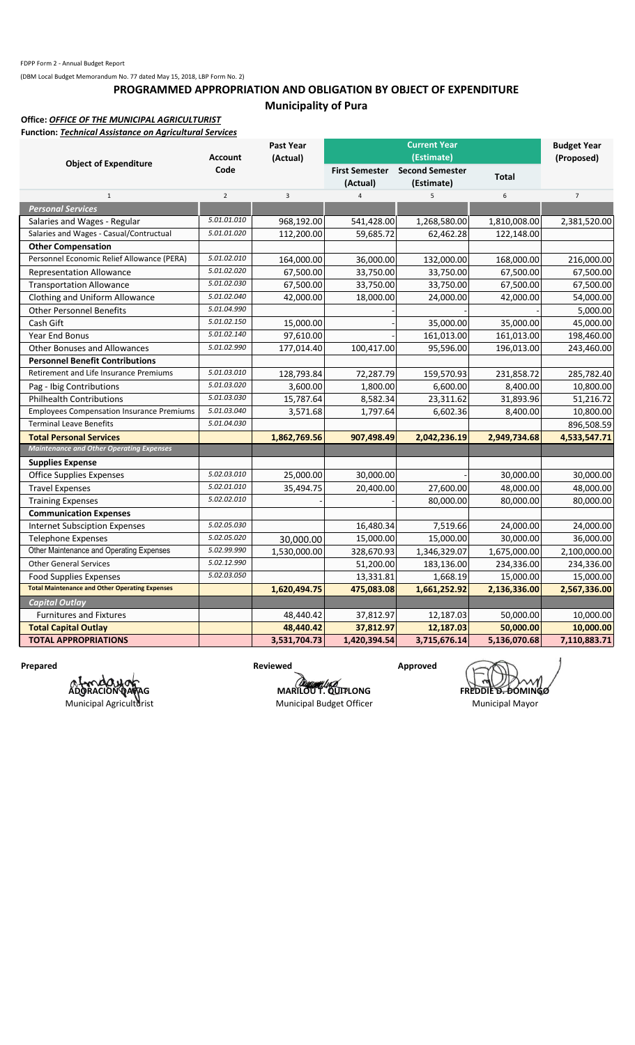FDPP Form 2 - Annual Budget Report

(DBM Local Budget Memorandum No. 77 dated May 15, 2018, LBP Form No. 2)

## PROGRAMMED APPROPRIATION AND OBLIGATION BY OBJECT OF EXPENDITURE

### Municipality of Pura

**Office:** ***OFFICE OF THE MUNICIPAL AGRICULTURIST***

**Function:** ***Technical Assistance on Agricultural Services***

| Object of Expenditure | Account Code | Past Year (Actual) | Current Year (Estimate) | | | Budget Year (Proposed) |
|---|---|---|---|---|---|---|
| | | | First Semester (Actual) | Second Semester (Estimate) | Total | |
| 1 | 2 | 3 | 4 | 5 | 6 | 7 |
| ***Personal Services*** | | | | | | |
| Salaries and Wages - Regular | 5.01.01.010 | 968,192.00 | 541,428.00 | 1,268,580.00 | 1,810,008.00 | 2,381,520.00 |
| Salaries and Wages - Casual/Contructual | 5.01.01.020 | 112,200.00 | 59,685.72 | 62,462.28 | 122,148.00 | |
| **Other Compensation** | | | | | | |
| Personnel Economic Relief Allowance (PERA) | 5.01.02.010 | 164,000.00 | 36,000.00 | 132,000.00 | 168,000.00 | 216,000.00 |
| Representation Allowance | 5.01.02.020 | 67,500.00 | 33,750.00 | 33,750.00 | 67,500.00 | 67,500.00 |
| Transportation Allowance | 5.01.02.030 | 67,500.00 | 33,750.00 | 33,750.00 | 67,500.00 | 67,500.00 |
| Clothing and Uniform Allowance | 5.01.02.040 | 42,000.00 | 18,000.00 | 24,000.00 | 42,000.00 | 54,000.00 |
| Other Personnel Benefits | 5.01.04.990 | | - | | - | 5,000.00 |
| Cash Gift | 5.01.02.150 | 15,000.00 | - | 35,000.00 | 35,000.00 | 45,000.00 |
| Year End Bonus | 5.01.02.140 | 97,610.00 | - | 161,013.00 | 161,013.00 | 198,460.00 |
| Other Bonuses and Allowances | 5.01.02.990 | 177,014.40 | 100,417.00 | 95,596.00 | 196,013.00 | 243,460.00 |
| **Personnel Benefit Contributions** | | | | | | |
| Retirement and Life Insurance Premiums | 5.01.03.010 | 128,793.84 | 72,287.79 | 159,570.93 | 231,858.72 | 285,782.40 |
| Pag - Ibig Contributions | 5.01.03.020 | 3,600.00 | 1,800.00 | 6,600.00 | 8,400.00 | 10,800.00 |
| Philhealth Contributions | 5.01.03.030 | 15,787.64 | 8,582.34 | 23,311.62 | 31,893.96 | 51,216.72 |
| Employees Compensation Insurance Premiums | 5.01.03.040 | 3,571.68 | 1,797.64 | 6,602.36 | 8,400.00 | 10,800.00 |
| Terminal Leave Benefits | 5.01.04.030 | | | | | 896,508.59 |
| **Total Personal Services** | | **1,862,769.56** | **907,498.49** | **2,042,236.19** | **2,949,734.68** | **4,533,547.71** |
| ***Maintenance and Other Operating Expenses*** | | | | | | |
| **Supplies Expense** | | | | | | |
| Office Supplies Expenses | 5.02.03.010 | 25,000.00 | 30,000.00 | - | 30,000.00 | 30,000.00 |
| Travel Expenses | 5.02.01.010 | 35,494.75 | 20,400.00 | 27,600.00 | 48,000.00 | 48,000.00 |
| Training Expenses | 5.02.02.010 | - | - | 80,000.00 | 80,000.00 | 80,000.00 |
| **Communication Expenses** | | | | | | |
| Internet Subsciption Expenses | 5.02.05.030 | | 16,480.34 | 7,519.66 | 24,000.00 | 24,000.00 |
| Telephone Expenses | 5.02.05.020 | 30,000.00 | 15,000.00 | 15,000.00 | 30,000.00 | 36,000.00 |
| Other Maintenance and Operating Expenses | 5.02.99.990 | 1,530,000.00 | 328,670.93 | 1,346,329.07 | 1,675,000.00 | 2,100,000.00 |
| Other General Services | 5.02.12.990 | | 51,200.00 | 183,136.00 | 234,336.00 | 234,336.00 |
| Food Supplies Expenses | 5.02.03.050 | | 13,331.81 | 1,668.19 | 15,000.00 | 15,000.00 |
| **Total Maintenance and Other Operating Expenses** | | **1,620,494.75** | **475,083.08** | **1,661,252.92** | **2,136,336.00** | **2,567,336.00** |
| ***Capital Outlay*** | | | | | | |
| Furnitures and Fixtures | | 48,440.42 | 37,812.97 | 12,187.03 | 50,000.00 | 10,000.00 |
| **Total Capital Outlay** | | **48,440.42** | **37,812.97** | **12,187.03** | **50,000.00** | **10,000.00** |
| **TOTAL APPROPRIATIONS** | | **3,531,704.73** | **1,420,394.54** | **3,715,676.14** | **5,136,070.68** | **7,110,883.71** |

| Prepared | Reviewed | Approved |
|---|---|---|
| **ADORACION DAPAG** | **MARILOU T. QUIPLONG** | **FREDDIE D. DOMINGO** |
| Municipal Agriculturist | Municipal Budget Officer | Municipal Mayor |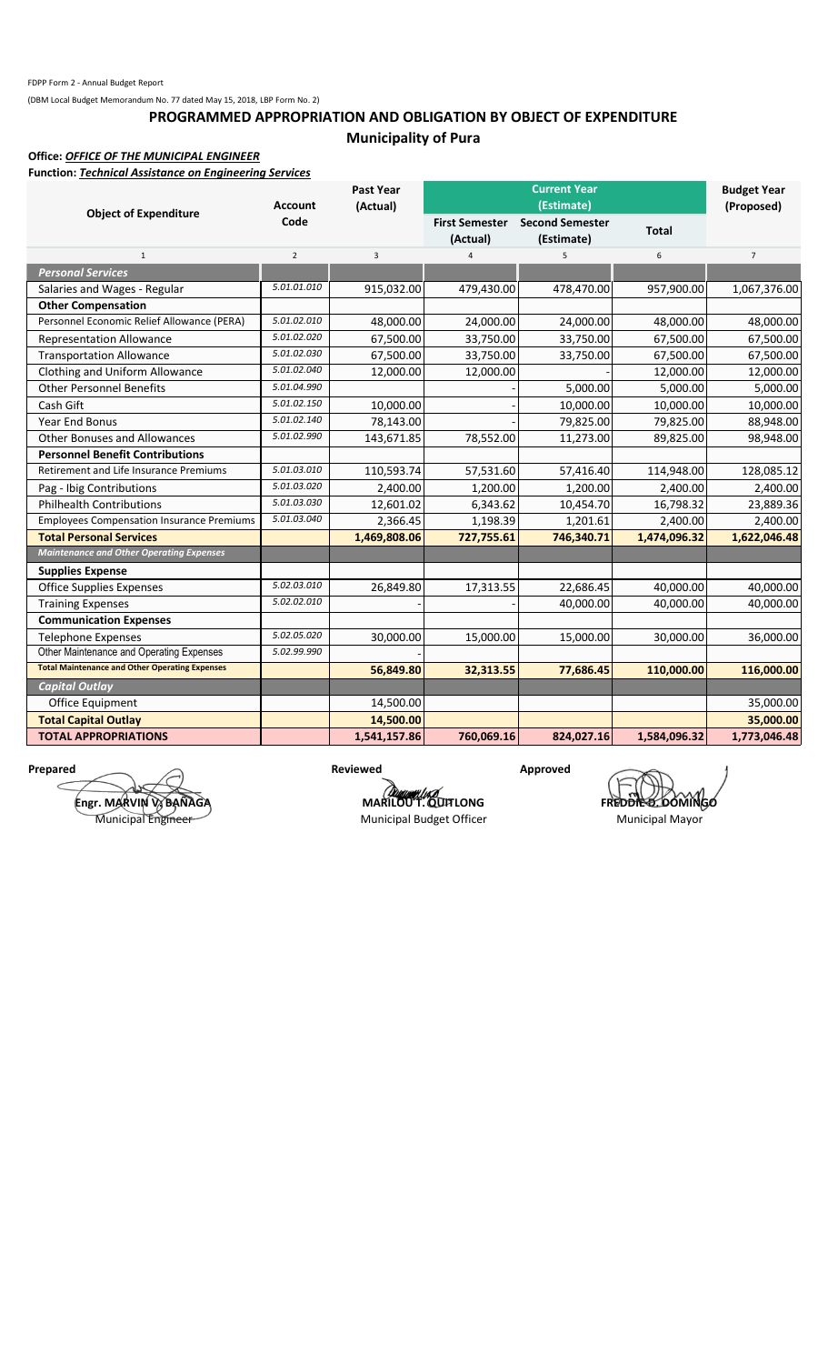FDPP Form 2 - Annual Budget Report

(DBM Local Budget Memorandum No. 77 dated May 15, 2018, LBP Form No. 2)

## PROGRAMMED APPROPRIATION AND OBLIGATION BY OBJECT OF EXPENDITURE

### Municipality of Pura

**Office:** ***OFFICE OF THE MUNICIPAL ENGINEER***

**Function:** ***Technical Assistance on Engineering Services***

| Object of Expenditure | Account Code | Past Year (Actual) | Current Year (Estimate) | | | Budget Year (Proposed) |
|---|---|---|---|---|---|---|
| | | | First Semester (Actual) | Second Semester (Estimate) | Total | |
| 1 | 2 | 3 | 4 | 5 | 6 | 7 |
| ***Personal Services*** | | | | | | |
| Salaries and Wages - Regular | 5.01.01.010 | 915,032.00 | 479,430.00 | 478,470.00 | 957,900.00 | 1,067,376.00 |
| **Other Compensation** | | | | | | |
| Personnel Economic Relief Allowance (PERA) | 5.01.02.010 | 48,000.00 | 24,000.00 | 24,000.00 | 48,000.00 | 48,000.00 |
| Representation Allowance | 5.01.02.020 | 67,500.00 | 33,750.00 | 33,750.00 | 67,500.00 | 67,500.00 |
| Transportation Allowance | 5.01.02.030 | 67,500.00 | 33,750.00 | 33,750.00 | 67,500.00 | 67,500.00 |
| Clothing and Uniform Allowance | 5.01.02.040 | 12,000.00 | 12,000.00 | - | 12,000.00 | 12,000.00 |
| Other Personnel Benefits | 5.01.04.990 | | - | 5,000.00 | 5,000.00 | 5,000.00 |
| Cash Gift | 5.01.02.150 | 10,000.00 | - | 10,000.00 | 10,000.00 | 10,000.00 |
| Year End Bonus | 5.01.02.140 | 78,143.00 | - | 79,825.00 | 79,825.00 | 88,948.00 |
| Other Bonuses and Allowances | 5.01.02.990 | 143,671.85 | 78,552.00 | 11,273.00 | 89,825.00 | 98,948.00 |
| **Personnel Benefit Contributions** | | | | | | |
| Retirement and Life Insurance Premiums | 5.01.03.010 | 110,593.74 | 57,531.60 | 57,416.40 | 114,948.00 | 128,085.12 |
| Pag - Ibig Contributions | 5.01.03.020 | 2,400.00 | 1,200.00 | 1,200.00 | 2,400.00 | 2,400.00 |
| Philhealth Contributions | 5.01.03.030 | 12,601.02 | 6,343.62 | 10,454.70 | 16,798.32 | 23,889.36 |
| Employees Compensation Insurance Premiums | 5.01.03.040 | 2,366.45 | 1,198.39 | 1,201.61 | 2,400.00 | 2,400.00 |
| **Total Personal Services** | | **1,469,808.06** | **727,755.61** | **746,340.71** | **1,474,096.32** | **1,622,046.48** |
| ***Maintenance and Other Operating Expenses*** | | | | | | |
| **Supplies Expense** | | | | | | |
| Office Supplies Expenses | 5.02.03.010 | 26,849.80 | 17,313.55 | 22,686.45 | 40,000.00 | 40,000.00 |
| Training Expenses | 5.02.02.010 | - | - | 40,000.00 | 40,000.00 | 40,000.00 |
| **Communication Expenses** | | | | | | |
| Telephone Expenses | 5.02.05.020 | 30,000.00 | 15,000.00 | 15,000.00 | 30,000.00 | 36,000.00 |
| Other Maintenance and Operating Expenses | 5.02.99.990 | - | | | | |
| **Total Maintenance and Other Operating Expenses** | | **56,849.80** | **32,313.55** | **77,686.45** | **110,000.00** | **116,000.00** |
| ***Capital Outlay*** | | | | | | |
| Office Equipment | | 14,500.00 | | | | 35,000.00 |
| **Total Capital Outlay** | | **14,500.00** | | | | **35,000.00** |
| **TOTAL APPROPRIATIONS** | | **1,541,157.86** | **760,069.16** | **824,027.16** | **1,584,096.32** | **1,773,046.48** |

| Prepared | Reviewed | Approved |
|---|---|---|
| **Engr. MARVIN V. BAÑAGA** | **MARILOU T. QUITLONG** | **FREDDIE D. DOMINGO** |
| Municipal Engineer | Municipal Budget Officer | Municipal Mayor |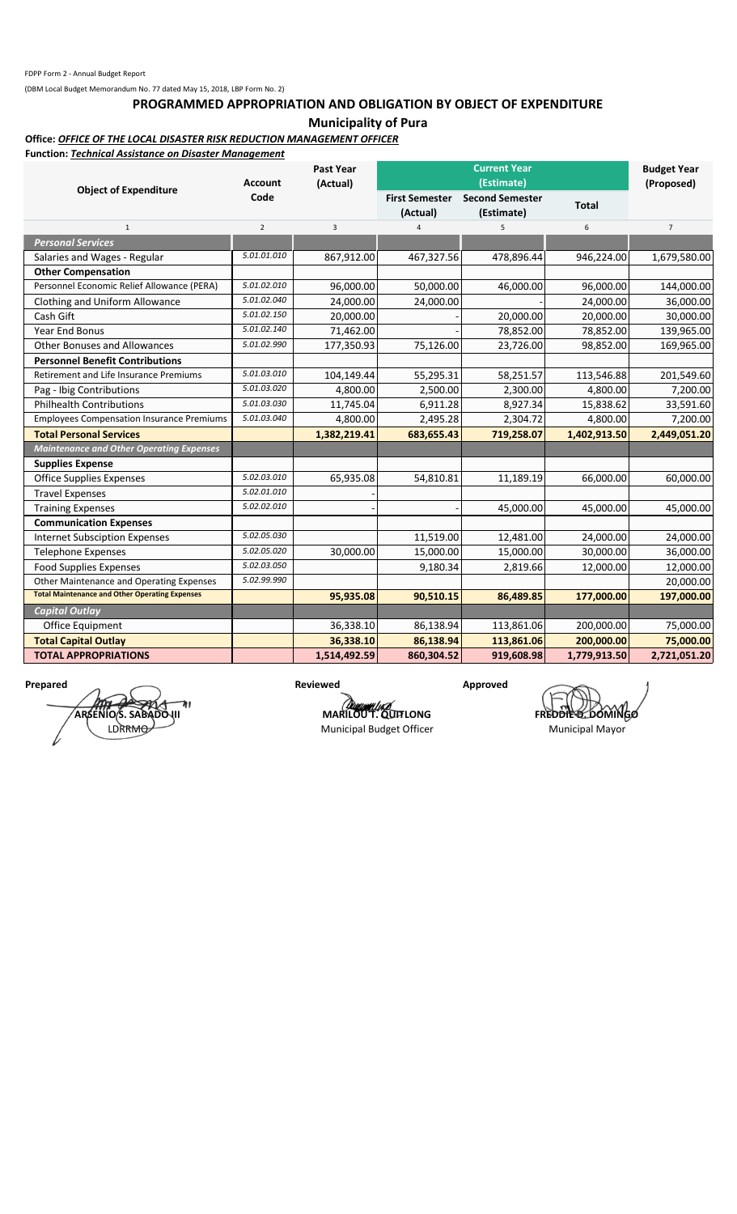FDPP Form 2 - Annual Budget Report

(DBM Local Budget Memorandum No. 77 dated May 15, 2018, LBP Form No. 2)

## PROGRAMMED APPROPRIATION AND OBLIGATION BY OBJECT OF EXPENDITURE

### Municipality of Pura

**Office:** ***OFFICE OF THE LOCAL DISASTER RISK REDUCTION MANAGEMENT OFFICER***

**Function:** ***Technical Assistance on Disaster Management***

| Object of Expenditure | Account Code | Past Year (Actual) | Current Year (Estimate) | | | Budget Year (Proposed) |
|---|---|---|---|---|---|---|
| | | | First Semester (Actual) | Second Semester (Estimate) | Total | |
| 1 | 2 | 3 | 4 | 5 | 6 | 7 |
| ***Personal Services*** | | | | | | |
| Salaries and Wages - Regular | 5.01.01.010 | 867,912.00 | 467,327.56 | 478,896.44 | 946,224.00 | 1,679,580.00 |
| **Other Compensation** | | | | | | |
| Personnel Economic Relief Allowance (PERA) | 5.01.02.010 | 96,000.00 | 50,000.00 | 46,000.00 | 96,000.00 | 144,000.00 |
| Clothing and Uniform Allowance | 5.01.02.040 | 24,000.00 | 24,000.00 | - | 24,000.00 | 36,000.00 |
| Cash Gift | 5.01.02.150 | 20,000.00 | - | 20,000.00 | 20,000.00 | 30,000.00 |
| Year End Bonus | 5.01.02.140 | 71,462.00 | - | 78,852.00 | 78,852.00 | 139,965.00 |
| Other Bonuses and Allowances | 5.01.02.990 | 177,350.93 | 75,126.00 | 23,726.00 | 98,852.00 | 169,965.00 |
| **Personnel Benefit Contributions** | | | | | | |
| Retirement and Life Insurance Premiums | 5.01.03.010 | 104,149.44 | 55,295.31 | 58,251.57 | 113,546.88 | 201,549.60 |
| Pag - Ibig Contributions | 5.01.03.020 | 4,800.00 | 2,500.00 | 2,300.00 | 4,800.00 | 7,200.00 |
| Philhealth Contributions | 5.01.03.030 | 11,745.04 | 6,911.28 | 8,927.34 | 15,838.62 | 33,591.60 |
| Employees Compensation Insurance Premiums | 5.01.03.040 | 4,800.00 | 2,495.28 | 2,304.72 | 4,800.00 | 7,200.00 |
| **Total Personal Services** | | **1,382,219.41** | **683,655.43** | **719,258.07** | **1,402,913.50** | **2,449,051.20** |
| ***Maintenance and Other Operating Expenses*** | | | | | | |
| **Supplies Expense** | | | | | | |
| Office Supplies Expenses | 5.02.03.010 | 65,935.08 | 54,810.81 | 11,189.19 | 66,000.00 | 60,000.00 |
| Travel Expenses | 5.02.01.010 | - | | | | |
| Training Expenses | 5.02.02.010 | - | - | 45,000.00 | 45,000.00 | 45,000.00 |
| **Communication Expenses** | | | | | | |
| Internet Subsciption Expenses | 5.02.05.030 | | 11,519.00 | 12,481.00 | 24,000.00 | 24,000.00 |
| Telephone Expenses | 5.02.05.020 | 30,000.00 | 15,000.00 | 15,000.00 | 30,000.00 | 36,000.00 |
| Food Supplies Expenses | 5.02.03.050 | | 9,180.34 | 2,819.66 | 12,000.00 | 12,000.00 |
| Other Maintenance and Operating Expenses | 5.02.99.990 | | | | | 20,000.00 |
| **Total Maintenance and Other Operating Expenses** | | **95,935.08** | **90,510.15** | **86,489.85** | **177,000.00** | **197,000.00** |
| ***Capital Outlay*** | | | | | | |
| Office Equipment | | 36,338.10 | 86,138.94 | 113,861.06 | 200,000.00 | 75,000.00 |
| **Total Capital Outlay** | | **36,338.10** | **86,138.94** | **113,861.06** | **200,000.00** | **75,000.00** |
| **TOTAL APPROPRIATIONS** | | **1,514,492.59** | **860,304.52** | **919,608.98** | **1,779,913.50** | **2,721,051.20** |

| Prepared | Reviewed | Approved |
|---|---|---|
| **ARSENIO S. SABADO III** | **MARILOU T. QUITLONG** | **FREDDIE D. DOMINGO** |
| LDRRMO | Municipal Budget Officer | Municipal Mayor |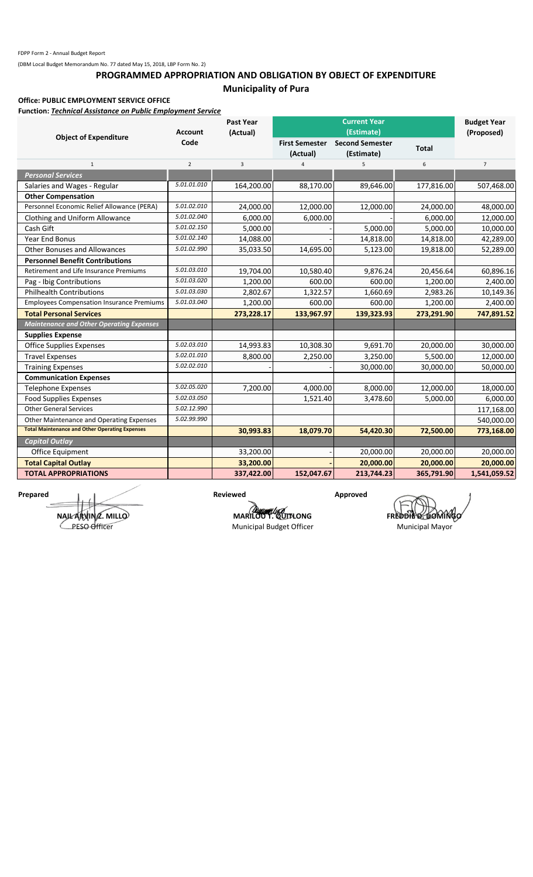FDPP Form 2 - Annual Budget Report

(DBM Local Budget Memorandum No. 77 dated May 15, 2018, LBP Form No. 2)

# PROGRAMMED APPROPRIATION AND OBLIGATION BY OBJECT OF EXPENDITURE

## Municipality of Pura

**Office: PUBLIC EMPLOYMENT SERVICE OFFICE**

**Function: *Technical Assistance on Public Employment Service***

| Object of Expenditure | Account Code | Past Year (Actual) | Current Year (Estimate) | | | Budget Year (Proposed) |
|---|---|---|---|---|---|---|
| | | | First Semester (Actual) | Second Semester (Estimate) | Total | |
| 1 | 2 | 3 | 4 | 5 | 6 | 7 |
| ***Personal Services*** | | | | | | |
| Salaries and Wages - Regular | 5.01.01.010 | 164,200.00 | 88,170.00 | 89,646.00 | 177,816.00 | 507,468.00 |
| **Other Compensation** | | | | | | |
| Personnel Economic Relief Allowance (PERA) | 5.01.02.010 | 24,000.00 | 12,000.00 | 12,000.00 | 24,000.00 | 48,000.00 |
| Clothing and Uniform Allowance | 5.01.02.040 | 6,000.00 | 6,000.00 | - | 6,000.00 | 12,000.00 |
| Cash Gift | 5.01.02.150 | 5,000.00 | - | 5,000.00 | 5,000.00 | 10,000.00 |
| Year End Bonus | 5.01.02.140 | 14,088.00 | - | 14,818.00 | 14,818.00 | 42,289.00 |
| Other Bonuses and Allowances | 5.01.02.990 | 35,033.50 | 14,695.00 | 5,123.00 | 19,818.00 | 52,289.00 |
| **Personnel Benefit Contributions** | | | | | | |
| Retirement and Life Insurance Premiums | 5.01.03.010 | 19,704.00 | 10,580.40 | 9,876.24 | 20,456.64 | 60,896.16 |
| Pag - Ibig Contributions | 5.01.03.020 | 1,200.00 | 600.00 | 600.00 | 1,200.00 | 2,400.00 |
| Philhealth Contributions | 5.01.03.030 | 2,802.67 | 1,322.57 | 1,660.69 | 2,983.26 | 10,149.36 |
| Employees Compensation Insurance Premiums | 5.01.03.040 | 1,200.00 | 600.00 | 600.00 | 1,200.00 | 2,400.00 |
| **Total Personal Services** | | **273,228.17** | **133,967.97** | **139,323.93** | **273,291.90** | **747,891.52** |
| ***Maintenance and Other Operating Expenses*** | | | | | | |
| **Supplies Expense** | | | | | | |
| Office Supplies Expenses | 5.02.03.010 | 14,993.83 | 10,308.30 | 9,691.70 | 20,000.00 | 30,000.00 |
| Travel Expenses | 5.02.01.010 | 8,800.00 | 2,250.00 | 3,250.00 | 5,500.00 | 12,000.00 |
| Training Expenses | 5.02.02.010 | - | - | 30,000.00 | 30,000.00 | 50,000.00 |
| **Communication Expenses** | | | | | | |
| Telephone Expenses | 5.02.05.020 | 7,200.00 | 4,000.00 | 8,000.00 | 12,000.00 | 18,000.00 |
| Food Supplies Expenses | 5.02.03.050 | | 1,521.40 | 3,478.60 | 5,000.00 | 6,000.00 |
| Other General Services | 5.02.12.990 | | | | | 117,168.00 |
| Other Maintenance and Operating Expenses | 5.02.99.990 | | | | | 540,000.00 |
| **Total Maintenance and Other Operating Expenses** | | **30,993.83** | **18,079.70** | **54,420.30** | **72,500.00** | **773,168.00** |
| ***Capital Outlay*** | | | | | | |
| Office Equipment | | 33,200.00 | - | 20,000.00 | 20,000.00 | 20,000.00 |
| **Total Capital Outlay** | | **33,200.00** | **-** | **20,000.00** | **20,000.00** | **20,000.00** |
| **TOTAL APPROPRIATIONS** | | **337,422.00** | **152,047.67** | **213,744.23** | **365,791.90** | **1,541,059.52** |

| Prepared | Reviewed | Approved |
|---|---|---|
| **NAIL ARVIN Z. MILLO** | **MARILOU T. QUITLONG** | **FREDDIE D. DOMINGO** |
| PESO Officer | Municipal Budget Officer | Municipal Mayor |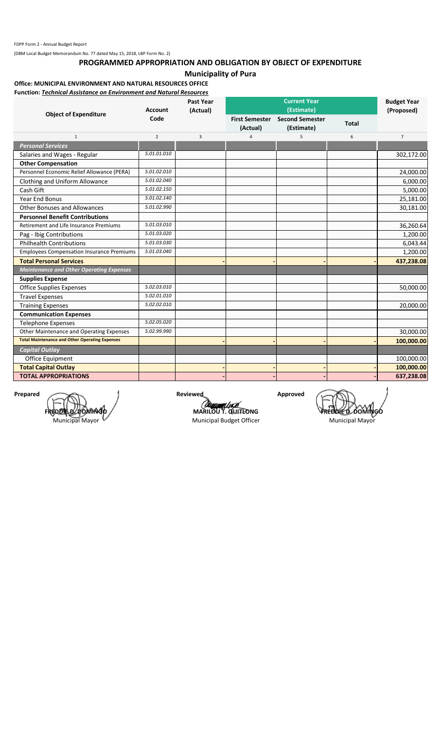FDPP Form 2 - Annual Budget Report

(DBM Local Budget Memorandum No. 77 dated May 15, 2018, LBP Form No. 2)

# PROGRAMMED APPROPRIATION AND OBLIGATION BY OBJECT OF EXPENDITURE

## Municipality of Pura

**Office: MUNICIPAL ENVIRONMENT AND NATURAL RESOURCES OFFICE**

**Function: *Technical Assistance on Environment and Natural Resources***

| Object of Expenditure | Account Code | Past Year (Actual) | Current Year (Estimate) | | | Budget Year (Proposed) |
|---|---|---|---|---|---|---|
| | | | First Semester (Actual) | Second Semester (Estimate) | Total | |
| 1 | 2 | 3 | 4 | 5 | 6 | 7 |
| ***Personal Services*** | | | | | | |
| Salaries and Wages - Regular | *5.01.01.010* | | | | | 302,172.00 |
| **Other Compensation** | | | | | | |
| Personnel Economic Relief Allowance (PERA) | *5.01.02.010* | | | | | 24,000.00 |
| Clothing and Uniform Allowance | *5.01.02.040* | | | | | 6,000.00 |
| Cash Gift | *5.01.02.150* | | | | | 5,000.00 |
| Year End Bonus | *5.01.02.140* | | | | | 25,181.00 |
| Other Bonuses and Allowances | *5.01.02.990* | | | | | 30,181.00 |
| **Personnel Benefit Contributions** | | | | | | |
| Retirement and Life Insurance Premiums | *5.01.03.010* | | | | | 36,260.64 |
| Pag - Ibig Contributions | *5.01.03.020* | | | | | 1,200.00 |
| Philhealth Contributions | *5.01.03.030* | | | | | 6,043.44 |
| Employees Compensation Insurance Premiums | *5.01.03.040* | | | | | 1,200.00 |
| **Total Personal Services** | | - | - | - | - | **437,238.08** |
| ***Maintenance and Other Operating Expenses*** | | | | | | |
| **Supplies Expense** | | | | | | |
| Office Supplies Expenses | *5.02.03.010* | | | | | 50,000.00 |
| Travel Expenses | *5.02.01.010* | | | | | |
| Training Expenses | *5.02.02.010* | | | | | 20,000.00 |
| **Communication Expenses** | | | | | | |
| Telephone Expenses | *5.02.05.020* | | | | | |
| Other Maintenance and Operating Expenses | *5.02.99.990* | | | | | 30,000.00 |
| **Total Maintenance and Other Operating Expenses** | | - | - | - | - | **100,000.00** |
| ***Capital Outlay*** | | | | | | |
| Office Equipment | | | | | | 100,000.00 |
| **Total Capital Outlay** | | - | - | - | - | **100,000.00** |
| **TOTAL APPROPRIATIONS** | | - | - | - | - | **637,238.08** |

| Prepared | Reviewed | Approved |
|---|---|---|
| **FREDDIE D. DOMINGO** | **MARILOU T. QUITLONG** | **FREDDIE D. DOMINGO** |
| Municipal Mayor | Municipal Budget Officer | Municipal Mayor |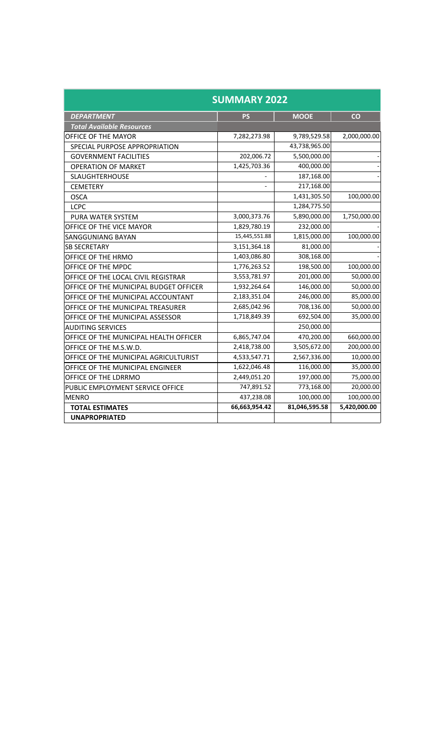| SUMMARY 2022 | | | |
|---|---|---|---|
| ***DEPARTMENT*** | **PS** | **MOOE** | **CO** |
| ***Total Available Resources*** | | | |
| OFFICE OF THE MAYOR | 7,282,273.98 | 9,789,529.58 | 2,000,000.00 |
| SPECIAL PURPOSE APPROPRIATION | | 43,738,965.00 | |
| GOVERNMENT FACILITIES | 202,006.72 | 5,500,000.00 | - |
| OPERATION OF MARKET | 1,425,703.36 | 400,000.00 | - |
| SLAUGHTERHOUSE | - | 187,168.00 | - |
| CEMETERY | - | 217,168.00 | |
| OSCA | | 1,431,305.50 | 100,000.00 |
| LCPC | | 1,284,775.50 | |
| PURA WATER SYSTEM | 3,000,373.76 | 5,890,000.00 | 1,750,000.00 |
| OFFICE OF THE VICE MAYOR | 1,829,780.19 | 232,000.00 | - |
| SANGGUNIANG BAYAN | 15,445,551.88 | 1,815,000.00 | 100,000.00 |
| SB SECRETARY | 3,151,364.18 | 81,000.00 | - |
| OFFICE OF THE HRMO | 1,403,086.80 | 308,168.00 | - |
| OFFICE OF THE MPDC | 1,776,263.52 | 198,500.00 | 100,000.00 |
| OFFICE OF THE LOCAL CIVIL REGISTRAR | 3,553,781.97 | 201,000.00 | 50,000.00 |
| OFFICE OF THE MUNICIPAL BUDGET OFFICER | 1,932,264.64 | 146,000.00 | 50,000.00 |
| OFFICE OF THE MUNICIPAL ACCOUNTANT | 2,183,351.04 | 246,000.00 | 85,000.00 |
| OFFICE OF THE MUNICIPAL TREASURER | 2,685,042.96 | 708,136.00 | 50,000.00 |
| OFFICE OF THE MUNICIPAL ASSESSOR | 1,718,849.39 | 692,504.00 | 35,000.00 |
| AUDITING SERVICES | | 250,000.00 | |
| OFFICE OF THE MUNICIPAL HEALTH OFFICER | 6,865,747.04 | 470,200.00 | 660,000.00 |
| OFFICE OF THE M.S.W.D. | 2,418,738.00 | 3,505,672.00 | 200,000.00 |
| OFFICE OF THE MUNICIPAL AGRICULTURIST | 4,533,547.71 | 2,567,336.00 | 10,000.00 |
| OFFICE OF THE MUNICIPAL ENGINEER | 1,622,046.48 | 116,000.00 | 35,000.00 |
| OFFICE OF THE LDRRMO | 2,449,051.20 | 197,000.00 | 75,000.00 |
| PUBLIC EMPLOYMENT SERVICE OFFICE | 747,891.52 | 773,168.00 | 20,000.00 |
| MENRO | 437,238.08 | 100,000.00 | 100,000.00 |
| **TOTAL ESTIMATES** | **66,663,954.42** | **81,046,595.58** | **5,420,000.00** |
| **UNAPROPRIATED** | | | |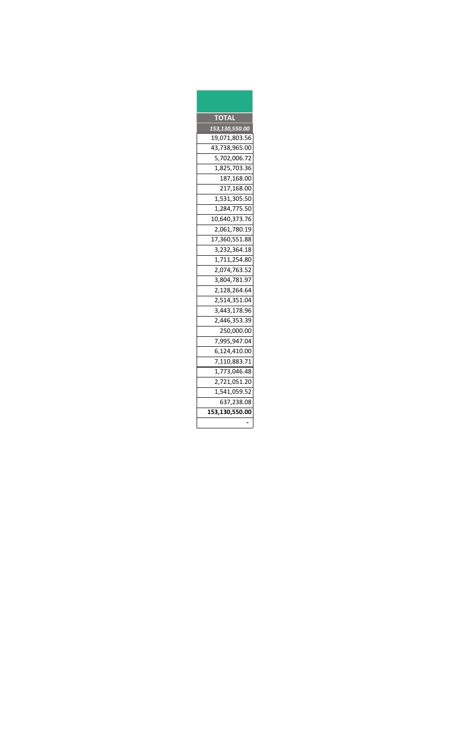| TOTAL |
| --- |
| *153,130,550.00* |
| 19,071,803.56 |
| 43,738,965.00 |
| 5,702,006.72 |
| 1,825,703.36 |
| 187,168.00 |
| 217,168.00 |
| 1,531,305.50 |
| 1,284,775.50 |
| 10,640,373.76 |
| 2,061,780.19 |
| 17,360,551.88 |
| 3,232,364.18 |
| 1,711,254.80 |
| 2,074,763.52 |
| 3,804,781.97 |
| 2,128,264.64 |
| 2,514,351.04 |
| 3,443,178.96 |
| 2,446,353.39 |
| 250,000.00 |
| 7,995,947.04 |
| 6,124,410.00 |
| 7,110,883.71 |
| 1,773,046.48 |
| 2,721,051.20 |
| 1,541,059.52 |
| 637,238.08 |
| **153,130,550.00** |
| - |